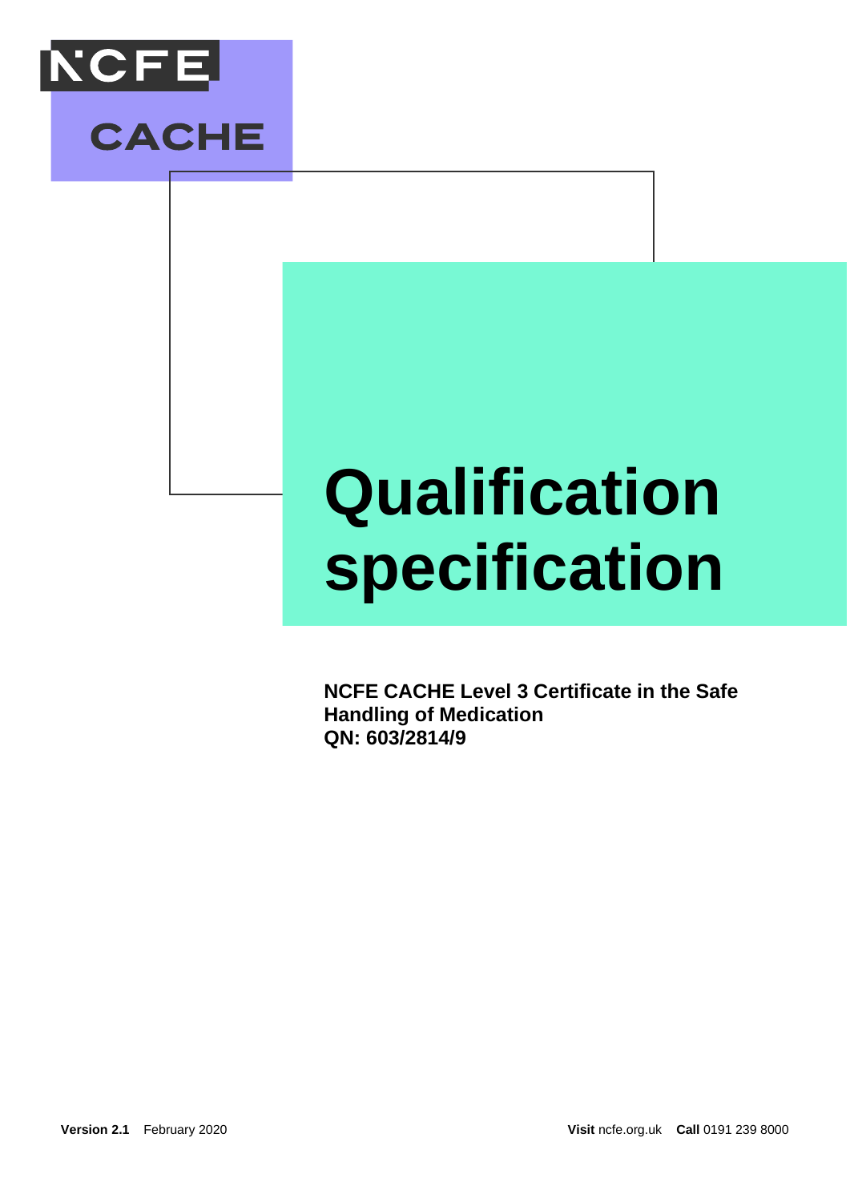NCFE CACHE

# Qualification specification

**NCFE CACHE Level 3 Certificate in the Safe Handling of Medication**
**QN: 603/2814/9**

**Version 2.1** February 2020

**Visit** ncfe.org.uk **Call** 0191 239 8000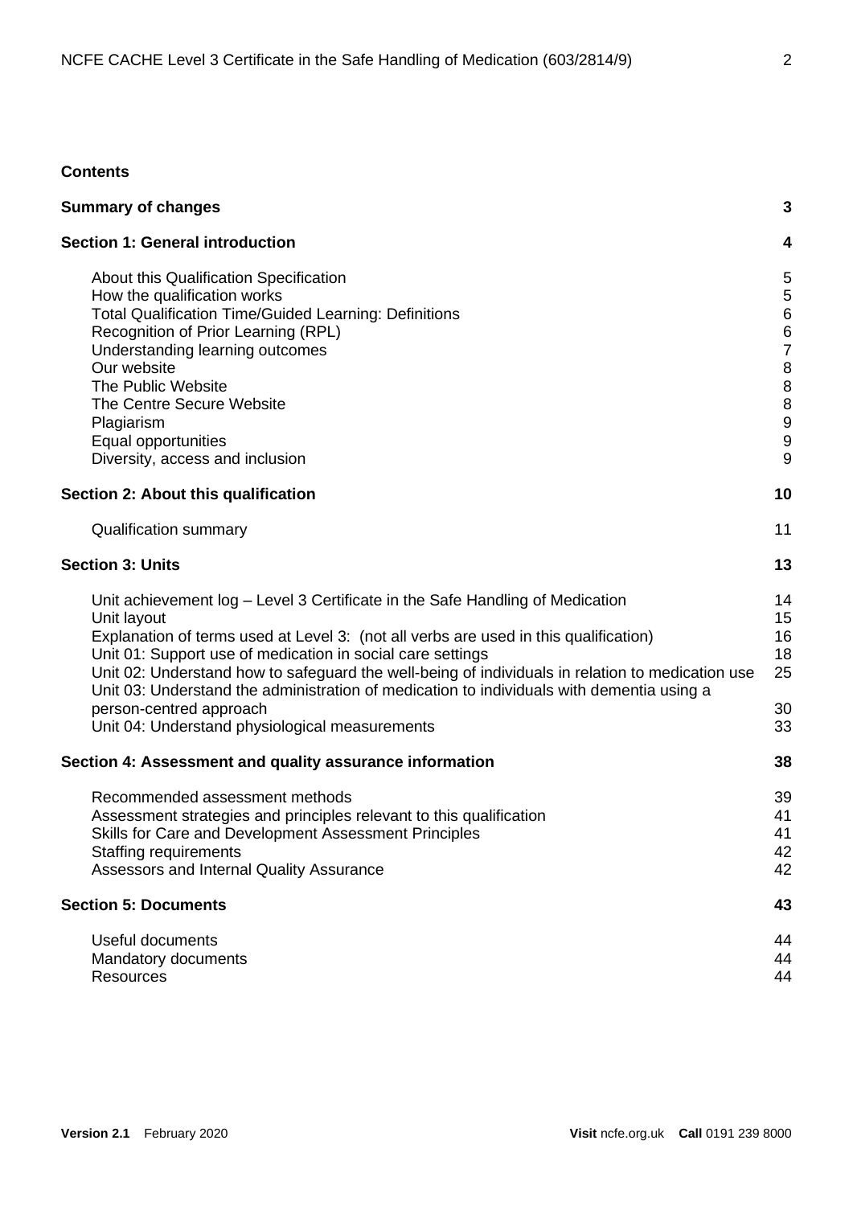**Contents**

| | |
|---|---|
| **Summary of changes** | **3** |
| **Section 1: General introduction** | **4** |
| About this Qualification Specification | 5 |
| How the qualification works | 5 |
| Total Qualification Time/Guided Learning: Definitions | 6 |
| Recognition of Prior Learning (RPL) | 6 |
| Understanding learning outcomes | 7 |
| Our website | 8 |
| The Public Website | 8 |
| The Centre Secure Website | 8 |
| Plagiarism | 9 |
| Equal opportunities | 9 |
| Diversity, access and inclusion | 9 |
| **Section 2: About this qualification** | **10** |
| Qualification summary | 11 |
| **Section 3: Units** | **13** |
| Unit achievement log – Level 3 Certificate in the Safe Handling of Medication | 14 |
| Unit layout | 15 |
| Explanation of terms used at Level 3: (not all verbs are used in this qualification) | 16 |
| Unit 01: Support use of medication in social care settings | 18 |
| Unit 02: Understand how to safeguard the well-being of individuals in relation to medication use | 25 |
| Unit 03: Understand the administration of medication to individuals with dementia using a person-centred approach | 30 |
| Unit 04: Understand physiological measurements | 33 |
| **Section 4: Assessment and quality assurance information** | **38** |
| Recommended assessment methods | 39 |
| Assessment strategies and principles relevant to this qualification | 41 |
| Skills for Care and Development Assessment Principles | 41 |
| Staffing requirements | 42 |
| Assessors and Internal Quality Assurance | 42 |
| **Section 5: Documents** | **43** |
| Useful documents | 44 |
| Mandatory documents | 44 |
| Resources | 44 |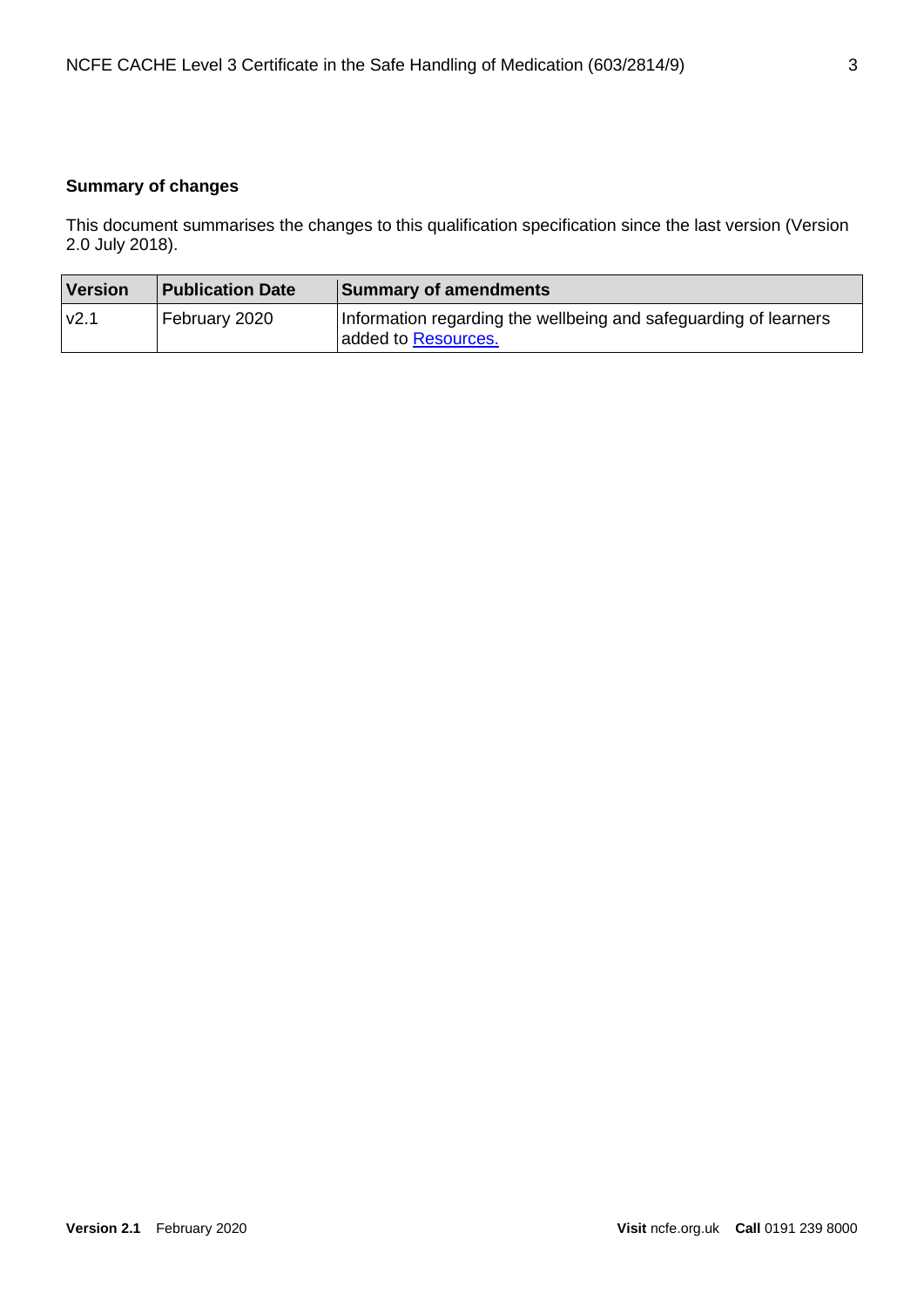**Summary of changes**

This document summarises the changes to this qualification specification since the last version (Version 2.0 July 2018).

| Version | Publication Date | Summary of amendments |
|---|---|---|
| v2.1 | February 2020 | Information regarding the wellbeing and safeguarding of learners added to Resources. |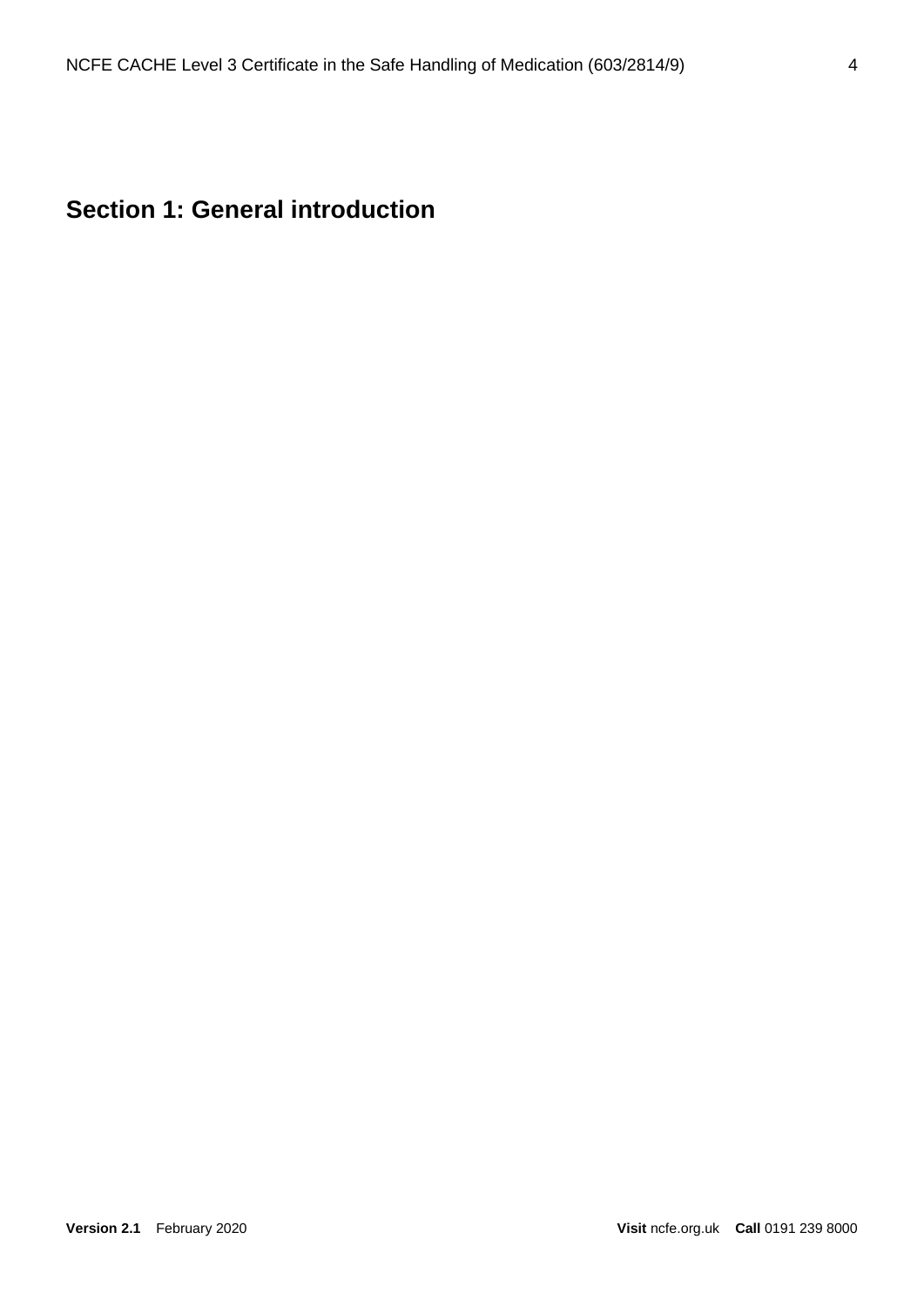# Section 1: General introduction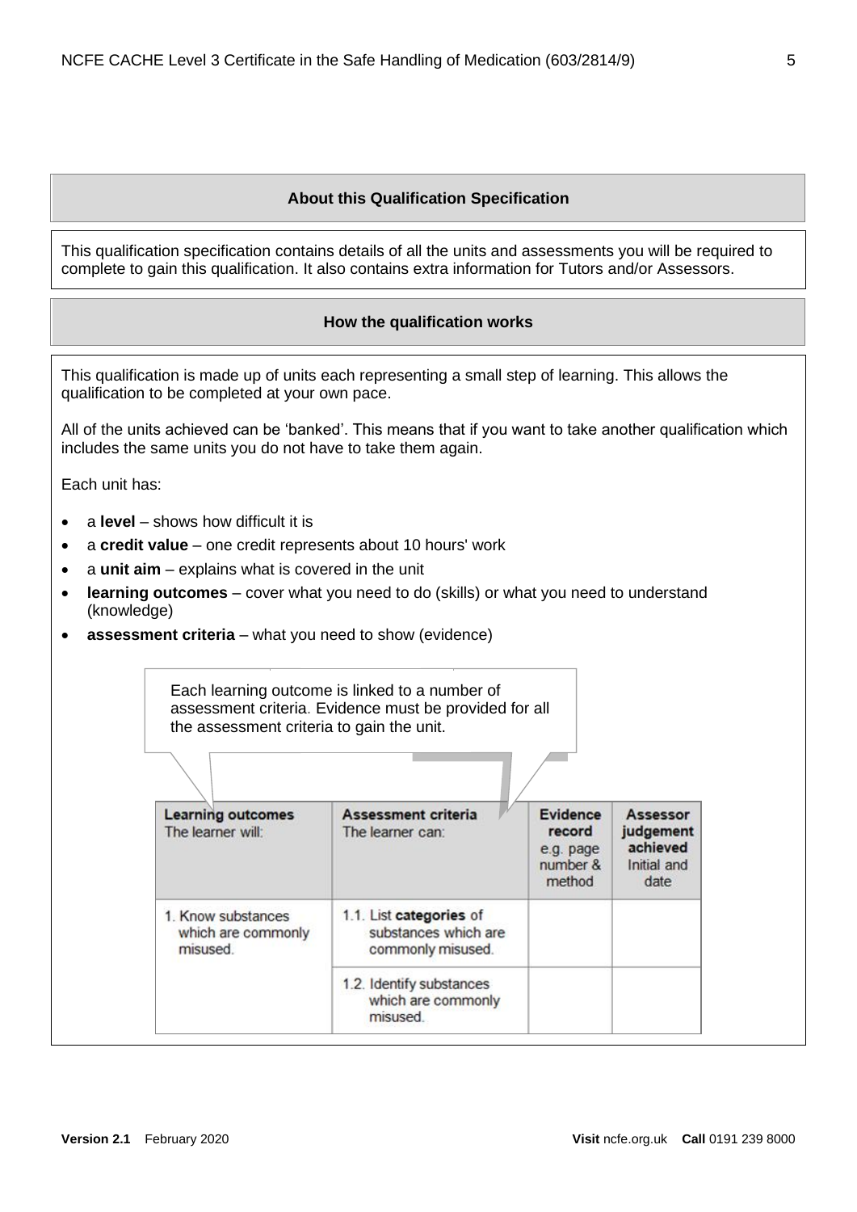## About this Qualification Specification

This qualification specification contains details of all the units and assessments you will be required to complete to gain this qualification. It also contains extra information for Tutors and/or Assessors.

## How the qualification works

This qualification is made up of units each representing a small step of learning. This allows the qualification to be completed at your own pace.

All of the units achieved can be 'banked'. This means that if you want to take another qualification which includes the same units you do not have to take them again.

Each unit has:

- a **level** – shows how difficult it is
- a **credit value** – one credit represents about 10 hours' work
- a **unit aim** – explains what is covered in the unit
- **learning outcomes** – cover what you need to do (skills) or what you need to understand (knowledge)
- **assessment criteria** – what you need to show (evidence)

Each learning outcome is linked to a number of assessment criteria. Evidence must be provided for all the assessment criteria to gain the unit.

| **Learning outcomes** The learner will: | **Assessment criteria** The learner can: | **Evidence record** e.g. page number & method | **Assessor judgement achieved** Initial and date |
|---|---|---|---|
| 1. Know substances which are commonly misused. | 1.1. List **categories** of substances which are commonly misused. | | |
| | 1.2. Identify substances which are commonly misused. | | |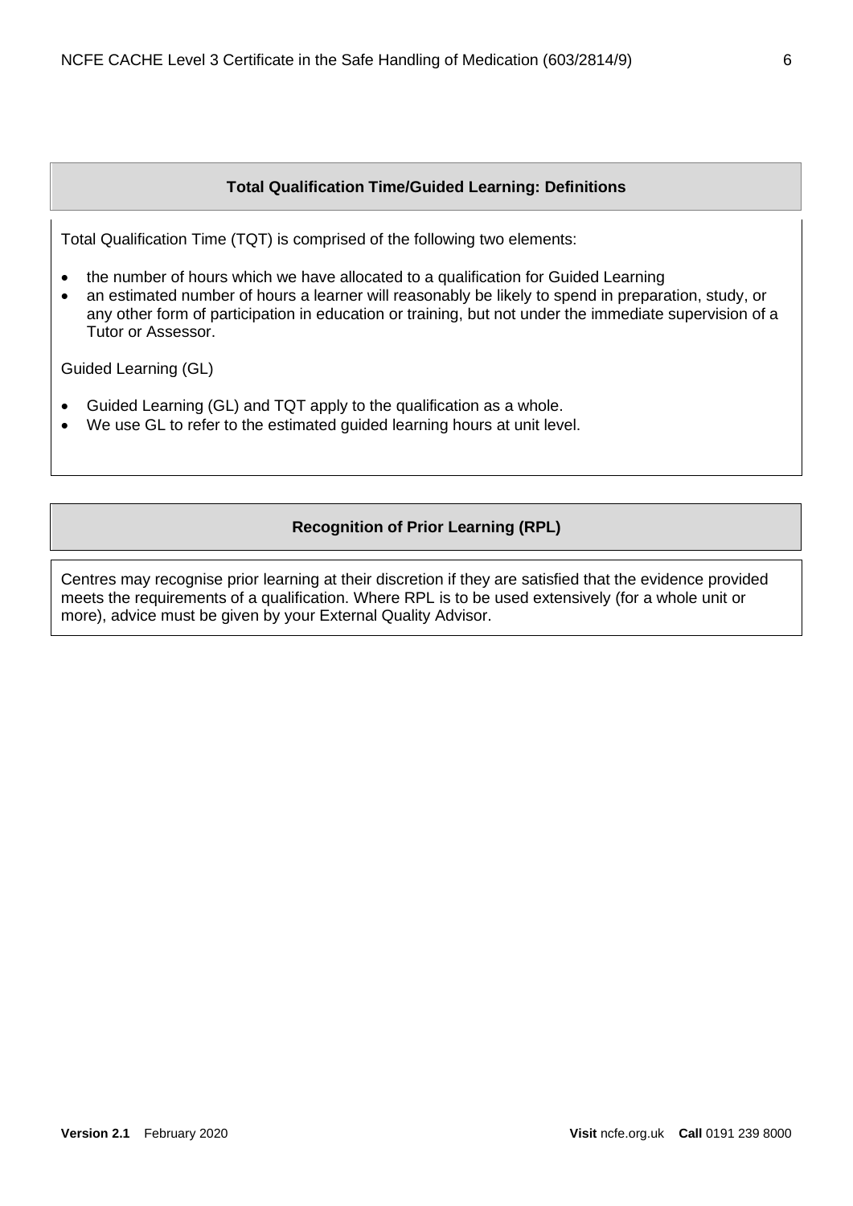## Total Qualification Time/Guided Learning: Definitions

Total Qualification Time (TQT) is comprised of the following two elements:

- the number of hours which we have allocated to a qualification for Guided Learning
- an estimated number of hours a learner will reasonably be likely to spend in preparation, study, or any other form of participation in education or training, but not under the immediate supervision of a Tutor or Assessor.

Guided Learning (GL)

- Guided Learning (GL) and TQT apply to the qualification as a whole.
- We use GL to refer to the estimated guided learning hours at unit level.

## Recognition of Prior Learning (RPL)

Centres may recognise prior learning at their discretion if they are satisfied that the evidence provided meets the requirements of a qualification. Where RPL is to be used extensively (for a whole unit or more), advice must be given by your External Quality Advisor.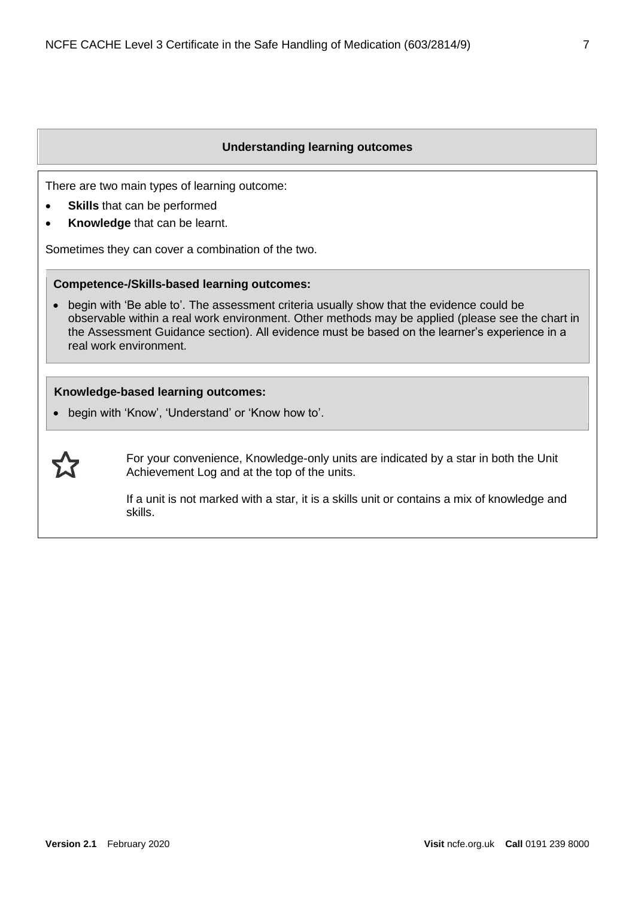## Understanding learning outcomes

There are two main types of learning outcome:

- **Skills** that can be performed
- **Knowledge** that can be learnt.

Sometimes they can cover a combination of the two.

**Competence-/Skills-based learning outcomes:**

- begin with 'Be able to'. The assessment criteria usually show that the evidence could be observable within a real work environment. Other methods may be applied (please see the chart in the Assessment Guidance section). All evidence must be based on the learner's experience in a real work environment.

**Knowledge-based learning outcomes:**

- begin with 'Know', 'Understand' or 'Know how to'.

☆ For your convenience, Knowledge-only units are indicated by a star in both the Unit Achievement Log and at the top of the units.

If a unit is not marked with a star, it is a skills unit or contains a mix of knowledge and skills.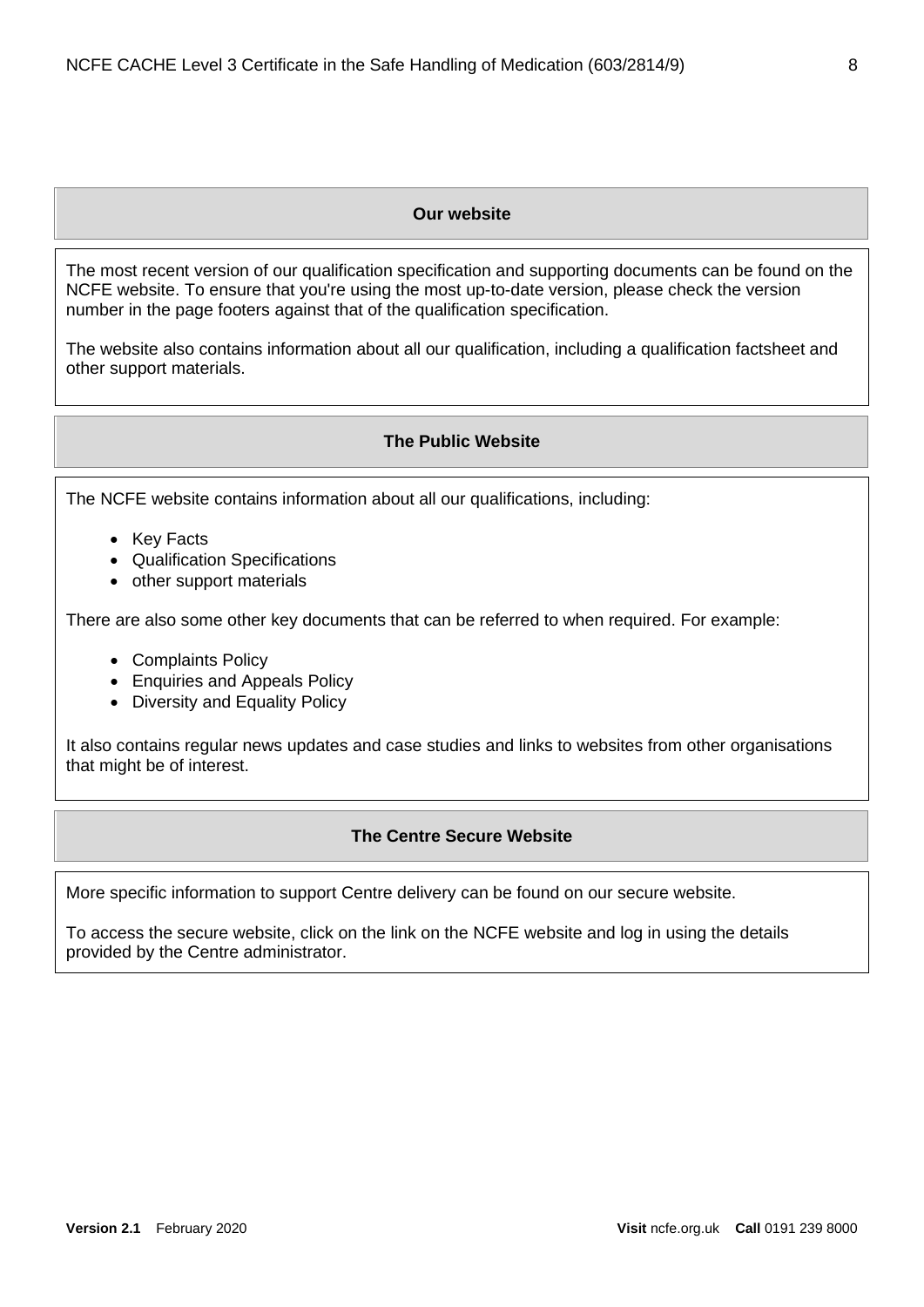## Our website

The most recent version of our qualification specification and supporting documents can be found on the NCFE website. To ensure that you're using the most up-to-date version, please check the version number in the page footers against that of the qualification specification.

The website also contains information about all our qualification, including a qualification factsheet and other support materials.

## The Public Website

The NCFE website contains information about all our qualifications, including:

- Key Facts
- Qualification Specifications
- other support materials

There are also some other key documents that can be referred to when required. For example:

- Complaints Policy
- Enquiries and Appeals Policy
- Diversity and Equality Policy

It also contains regular news updates and case studies and links to websites from other organisations that might be of interest.

## The Centre Secure Website

More specific information to support Centre delivery can be found on our secure website.

To access the secure website, click on the link on the NCFE website and log in using the details provided by the Centre administrator.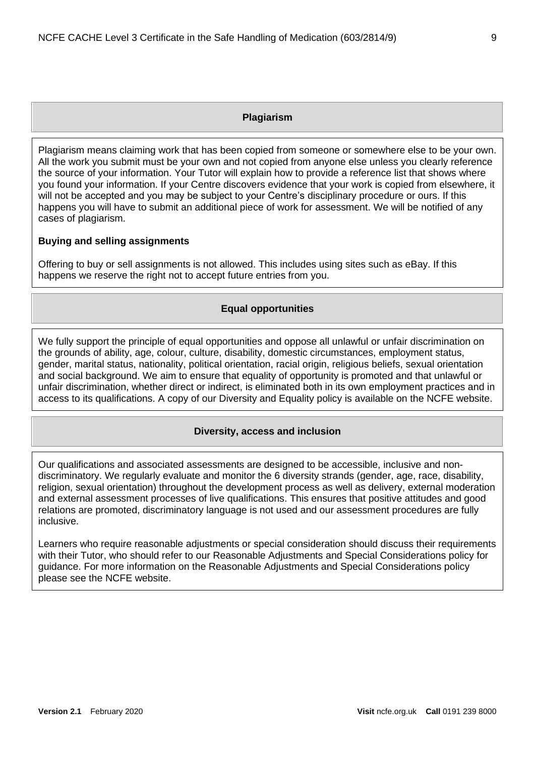## Plagiarism

Plagiarism means claiming work that has been copied from someone or somewhere else to be your own. All the work you submit must be your own and not copied from anyone else unless you clearly reference the source of your information. Your Tutor will explain how to provide a reference list that shows where you found your information. If your Centre discovers evidence that your work is copied from elsewhere, it will not be accepted and you may be subject to your Centre's disciplinary procedure or ours. If this happens you will have to submit an additional piece of work for assessment. We will be notified of any cases of plagiarism.

**Buying and selling assignments**

Offering to buy or sell assignments is not allowed. This includes using sites such as eBay. If this happens we reserve the right not to accept future entries from you.

## Equal opportunities

We fully support the principle of equal opportunities and oppose all unlawful or unfair discrimination on the grounds of ability, age, colour, culture, disability, domestic circumstances, employment status, gender, marital status, nationality, political orientation, racial origin, religious beliefs, sexual orientation and social background. We aim to ensure that equality of opportunity is promoted and that unlawful or unfair discrimination, whether direct or indirect, is eliminated both in its own employment practices and in access to its qualifications. A copy of our Diversity and Equality policy is available on the NCFE website.

## Diversity, access and inclusion

Our qualifications and associated assessments are designed to be accessible, inclusive and non-discriminatory. We regularly evaluate and monitor the 6 diversity strands (gender, age, race, disability, religion, sexual orientation) throughout the development process as well as delivery, external moderation and external assessment processes of live qualifications. This ensures that positive attitudes and good relations are promoted, discriminatory language is not used and our assessment procedures are fully inclusive.

Learners who require reasonable adjustments or special consideration should discuss their requirements with their Tutor, who should refer to our Reasonable Adjustments and Special Considerations policy for guidance. For more information on the Reasonable Adjustments and Special Considerations policy please see the NCFE website.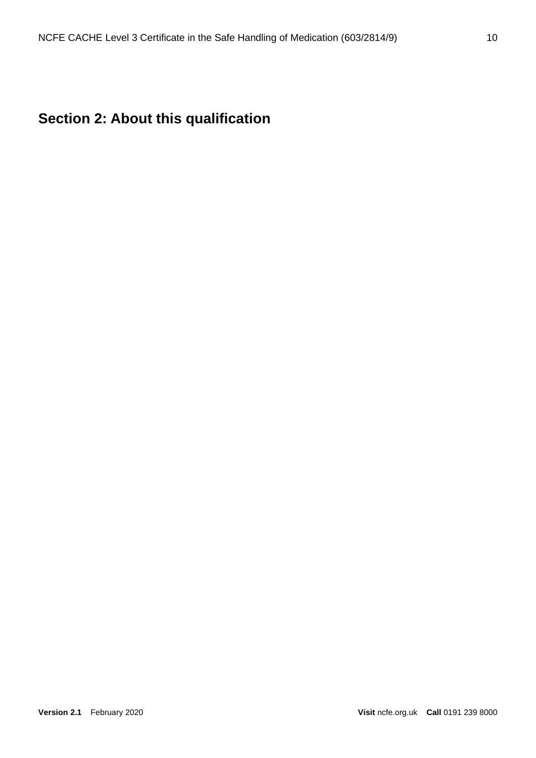## Section 2: About this qualification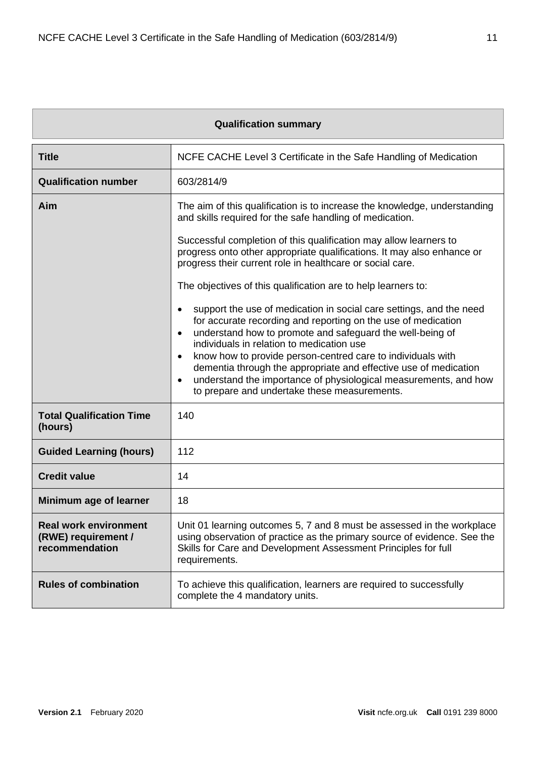| Qualification summary | |
|---|---|
| **Title** | NCFE CACHE Level 3 Certificate in the Safe Handling of Medication |
| **Qualification number** | 603/2814/9 |
| **Aim** | The aim of this qualification is to increase the knowledge, understanding and skills required for the safe handling of medication.<br><br>Successful completion of this qualification may allow learners to progress onto other appropriate qualifications. It may also enhance or progress their current role in healthcare or social care.<br><br>The objectives of this qualification are to help learners to:<br><br>• support the use of medication in social care settings, and the need for accurate recording and reporting on the use of medication<br>• understand how to promote and safeguard the well-being of individuals in relation to medication use<br>• know how to provide person-centred care to individuals with dementia through the appropriate and effective use of medication<br>• understand the importance of physiological measurements, and how to prepare and undertake these measurements. |
| **Total Qualification Time (hours)** | 140 |
| **Guided Learning (hours)** | 112 |
| **Credit value** | 14 |
| **Minimum age of learner** | 18 |
| **Real work environment (RWE) requirement / recommendation** | Unit 01 learning outcomes 5, 7 and 8 must be assessed in the workplace using observation of practice as the primary source of evidence. See the Skills for Care and Development Assessment Principles for full requirements. |
| **Rules of combination** | To achieve this qualification, learners are required to successfully complete the 4 mandatory units. |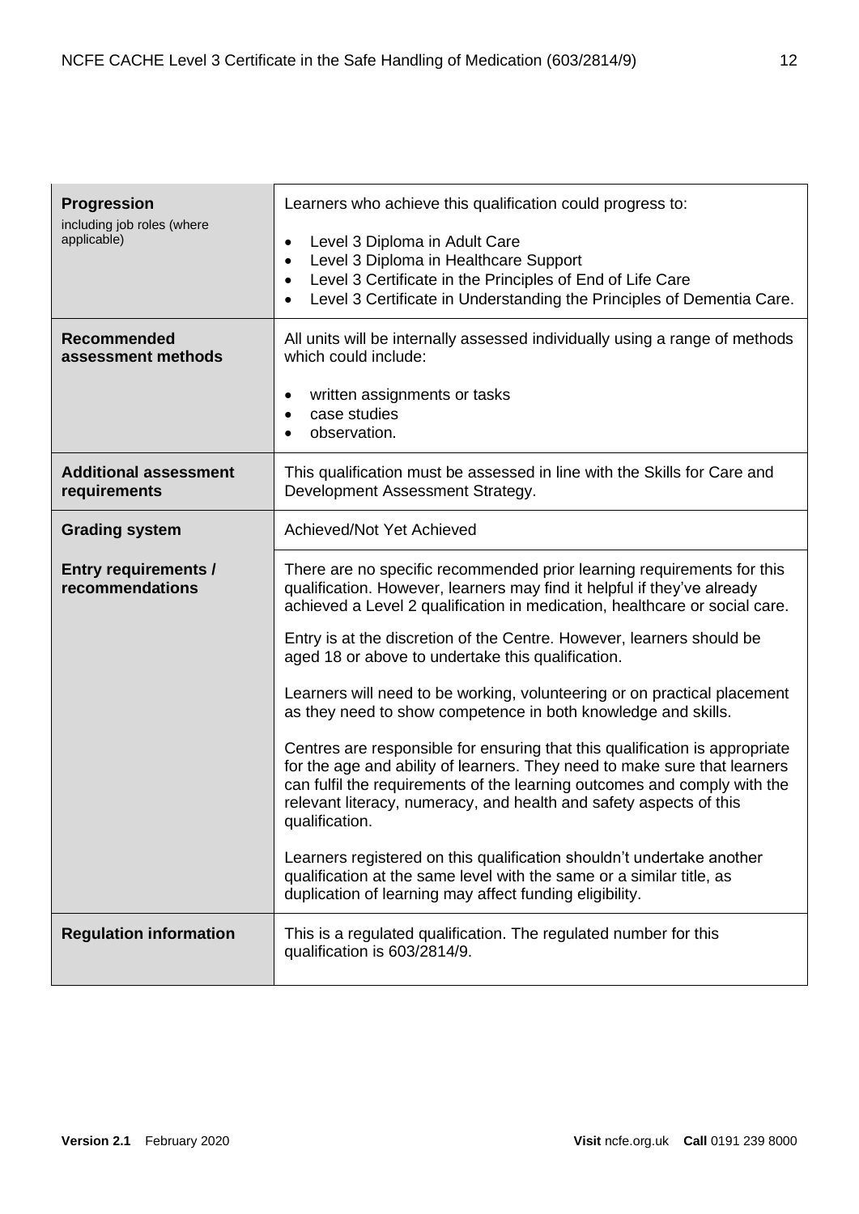| | |
|---|---|
| **Progression** including job roles (where applicable) | Learners who achieve this qualification could progress to:<br><br>• Level 3 Diploma in Adult Care<br>• Level 3 Diploma in Healthcare Support<br>• Level 3 Certificate in the Principles of End of Life Care<br>• Level 3 Certificate in Understanding the Principles of Dementia Care. |
| **Recommended assessment methods** | All units will be internally assessed individually using a range of methods which could include:<br><br>• written assignments or tasks<br>• case studies<br>• observation. |
| **Additional assessment requirements** | This qualification must be assessed in line with the Skills for Care and Development Assessment Strategy. |
| **Grading system** | Achieved/Not Yet Achieved |
| **Entry requirements / recommendations** | There are no specific recommended prior learning requirements for this qualification. However, learners may find it helpful if they've already achieved a Level 2 qualification in medication, healthcare or social care.<br><br>Entry is at the discretion of the Centre. However, learners should be aged 18 or above to undertake this qualification.<br><br>Learners will need to be working, volunteering or on practical placement as they need to show competence in both knowledge and skills.<br><br>Centres are responsible for ensuring that this qualification is appropriate for the age and ability of learners. They need to make sure that learners can fulfil the requirements of the learning outcomes and comply with the relevant literacy, numeracy, and health and safety aspects of this qualification.<br><br>Learners registered on this qualification shouldn't undertake another qualification at the same level with the same or a similar title, as duplication of learning may affect funding eligibility. |
| **Regulation information** | This is a regulated qualification. The regulated number for this qualification is 603/2814/9. |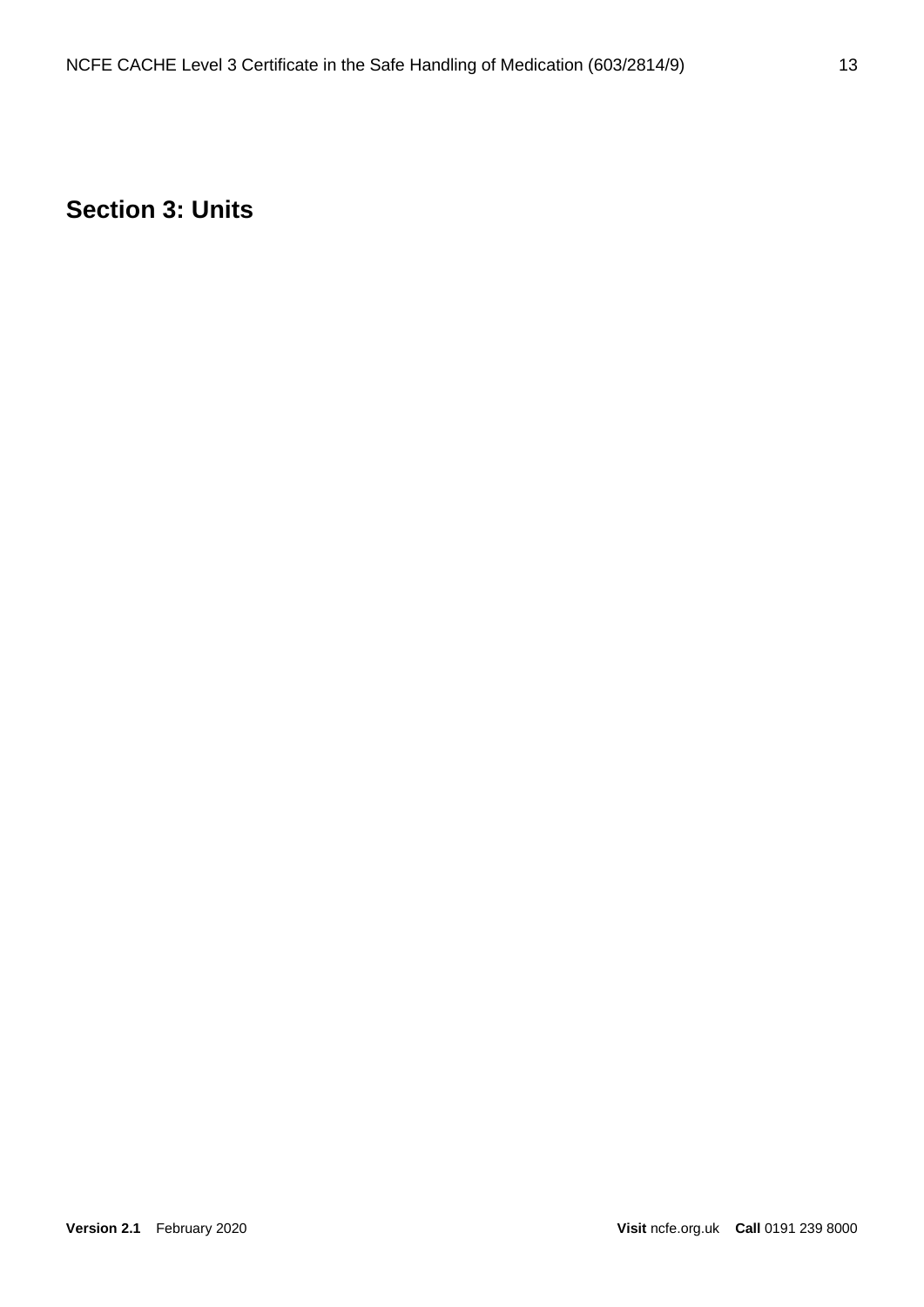# Section 3: Units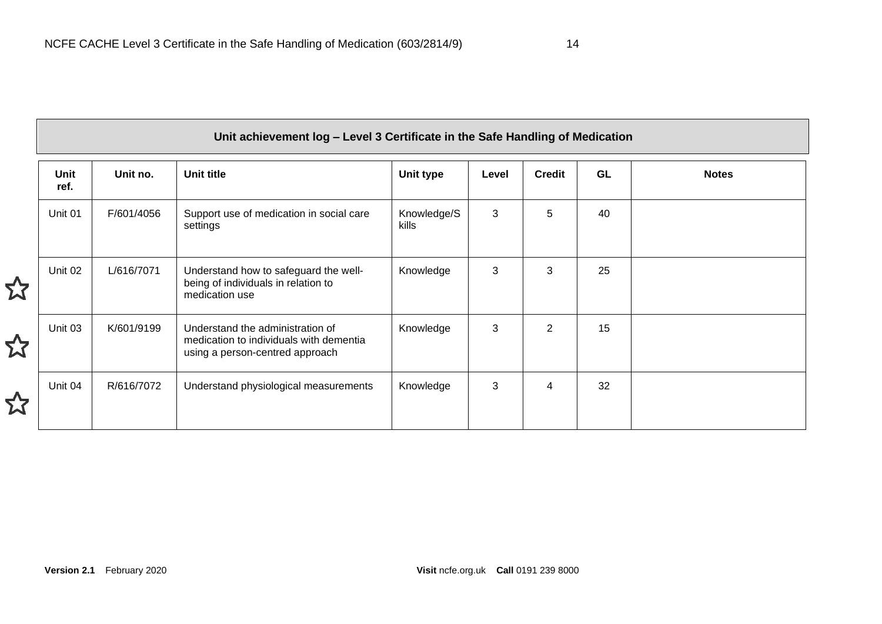| Unit achievement log – Level 3 Certificate in the Safe Handling of Medication | | | | | | | |
|---|---|---|---|---|---|---|---|
| **Unit ref.** | **Unit no.** | **Unit title** | **Unit type** | **Level** | **Credit** | **GL** | **Notes** |
| Unit 01 | F/601/4056 | Support use of medication in social care settings | Knowledge/Skills | 3 | 5 | 40 | |
| ☆ Unit 02 | L/616/7071 | Understand how to safeguard the well-being of individuals in relation to medication use | Knowledge | 3 | 3 | 25 | |
| ☆ Unit 03 | K/601/9199 | Understand the administration of medication to individuals with dementia using a person-centred approach | Knowledge | 3 | 2 | 15 | |
| ☆ Unit 04 | R/616/7072 | Understand physiological measurements | Knowledge | 3 | 4 | 32 | |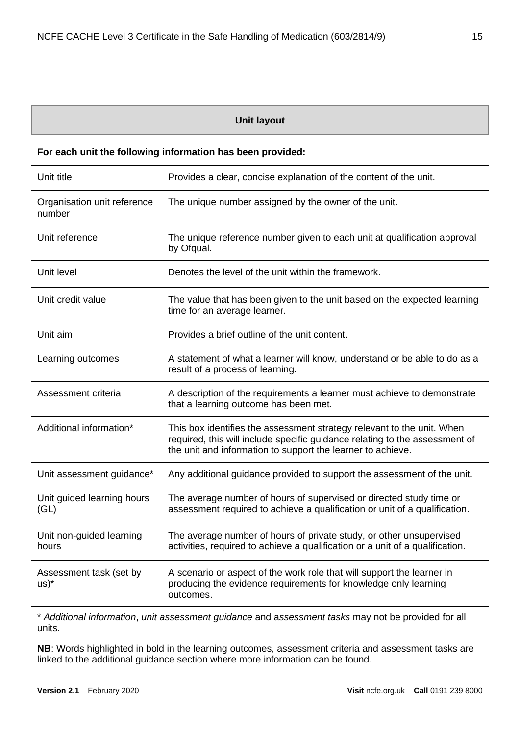## Unit layout

| For each unit the following information has been provided: | |
|---|---|
| Unit title | Provides a clear, concise explanation of the content of the unit. |
| Organisation unit reference number | The unique number assigned by the owner of the unit. |
| Unit reference | The unique reference number given to each unit at qualification approval by Ofqual. |
| Unit level | Denotes the level of the unit within the framework. |
| Unit credit value | The value that has been given to the unit based on the expected learning time for an average learner. |
| Unit aim | Provides a brief outline of the unit content. |
| Learning outcomes | A statement of what a learner will know, understand or be able to do as a result of a process of learning. |
| Assessment criteria | A description of the requirements a learner must achieve to demonstrate that a learning outcome has been met. |
| Additional information* | This box identifies the assessment strategy relevant to the unit. When required, this will include specific guidance relating to the assessment of the unit and information to support the learner to achieve. |
| Unit assessment guidance* | Any additional guidance provided to support the assessment of the unit. |
| Unit guided learning hours (GL) | The average number of hours of supervised or directed study time or assessment required to achieve a qualification or unit of a qualification. |
| Unit non-guided learning hours | The average number of hours of private study, or other unsupervised activities, required to achieve a qualification or a unit of a qualification. |
| Assessment task (set by us)* | A scenario or aspect of the work role that will support the learner in producing the evidence requirements for knowledge only learning outcomes. |

* *Additional information*, *unit assessment guidance* and *assessment tasks* may not be provided for all units.

**NB**: Words highlighted in bold in the learning outcomes, assessment criteria and assessment tasks are linked to the additional guidance section where more information can be found.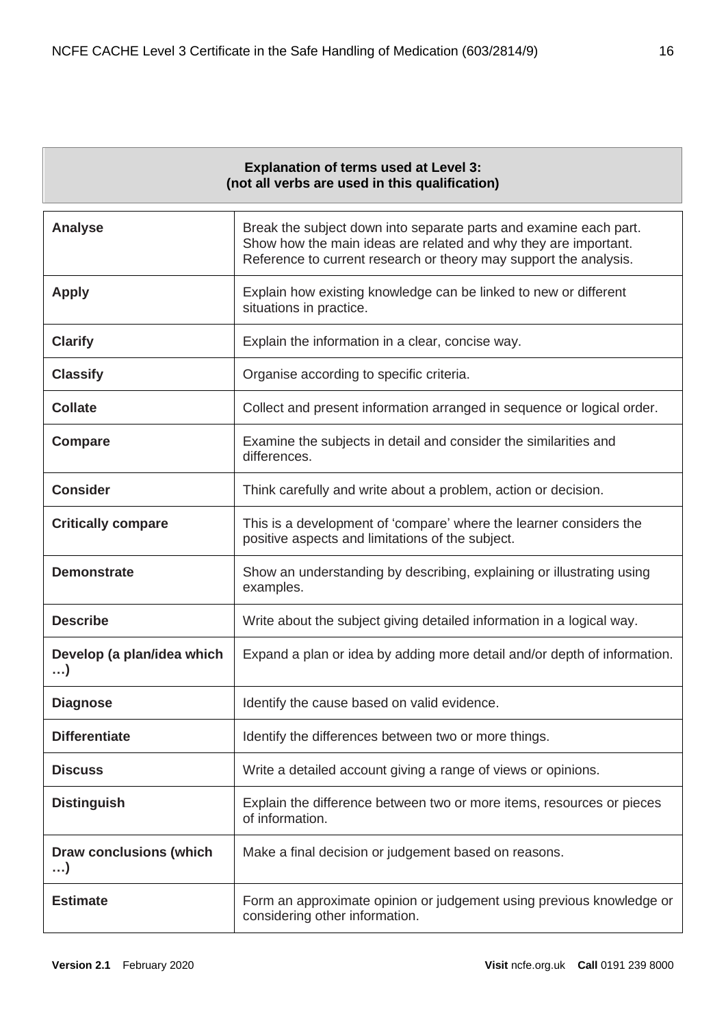| **Explanation of terms used at Level 3:** **(not all verbs are used in this qualification)** | |
|---|---|
| **Analyse** | Break the subject down into separate parts and examine each part. Show how the main ideas are related and why they are important. Reference to current research or theory may support the analysis. |
| **Apply** | Explain how existing knowledge can be linked to new or different situations in practice. |
| **Clarify** | Explain the information in a clear, concise way. |
| **Classify** | Organise according to specific criteria. |
| **Collate** | Collect and present information arranged in sequence or logical order. |
| **Compare** | Examine the subjects in detail and consider the similarities and differences. |
| **Consider** | Think carefully and write about a problem, action or decision. |
| **Critically compare** | This is a development of 'compare' where the learner considers the positive aspects and limitations of the subject. |
| **Demonstrate** | Show an understanding by describing, explaining or illustrating using examples. |
| **Describe** | Write about the subject giving detailed information in a logical way. |
| **Develop (a plan/idea which …)** | Expand a plan or idea by adding more detail and/or depth of information. |
| **Diagnose** | Identify the cause based on valid evidence. |
| **Differentiate** | Identify the differences between two or more things. |
| **Discuss** | Write a detailed account giving a range of views or opinions. |
| **Distinguish** | Explain the difference between two or more items, resources or pieces of information. |
| **Draw conclusions (which …)** | Make a final decision or judgement based on reasons. |
| **Estimate** | Form an approximate opinion or judgement using previous knowledge or considering other information. |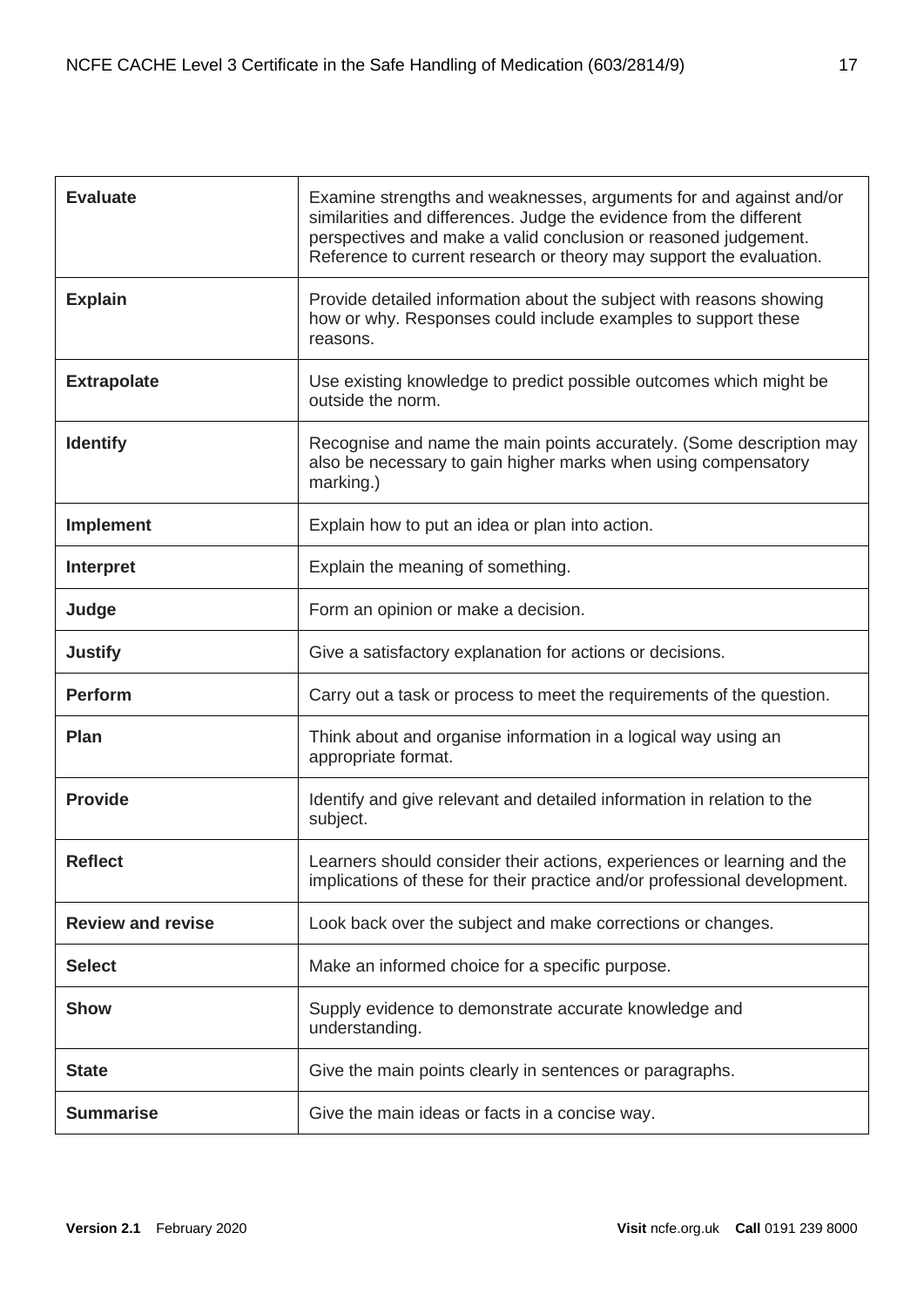| | |
|---|---|
| **Evaluate** | Examine strengths and weaknesses, arguments for and against and/or similarities and differences. Judge the evidence from the different perspectives and make a valid conclusion or reasoned judgement. Reference to current research or theory may support the evaluation. |
| **Explain** | Provide detailed information about the subject with reasons showing how or why. Responses could include examples to support these reasons. |
| **Extrapolate** | Use existing knowledge to predict possible outcomes which might be outside the norm. |
| **Identify** | Recognise and name the main points accurately. (Some description may also be necessary to gain higher marks when using compensatory marking.) |
| **Implement** | Explain how to put an idea or plan into action. |
| **Interpret** | Explain the meaning of something. |
| **Judge** | Form an opinion or make a decision. |
| **Justify** | Give a satisfactory explanation for actions or decisions. |
| **Perform** | Carry out a task or process to meet the requirements of the question. |
| **Plan** | Think about and organise information in a logical way using an appropriate format. |
| **Provide** | Identify and give relevant and detailed information in relation to the subject. |
| **Reflect** | Learners should consider their actions, experiences or learning and the implications of these for their practice and/or professional development. |
| **Review and revise** | Look back over the subject and make corrections or changes. |
| **Select** | Make an informed choice for a specific purpose. |
| **Show** | Supply evidence to demonstrate accurate knowledge and understanding. |
| **State** | Give the main points clearly in sentences or paragraphs. |
| **Summarise** | Give the main ideas or facts in a concise way. |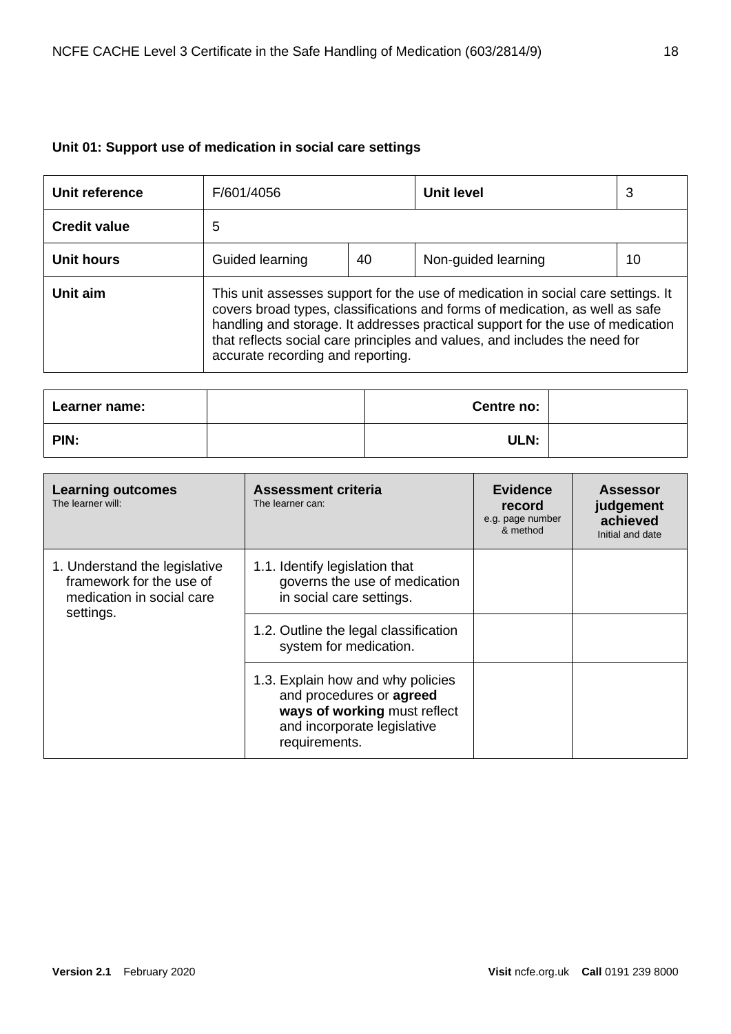**Unit 01: Support use of medication in social care settings**

| Unit reference | F/601/4056 | | Unit level | 3 |
|---|---|---|---|---|
| **Credit value** | 5 | | | |
| **Unit hours** | Guided learning | 40 | Non-guided learning | 10 |
| **Unit aim** | This unit assesses support for the use of medication in social care settings. It covers broad types, classifications and forms of medication, as well as safe handling and storage. It addresses practical support for the use of medication that reflects social care principles and values, and includes the need for accurate recording and reporting. | | | |

| Learner name: | | Centre no: | |
|---|---|---|---|
| **PIN:** | | **ULN:** | |

| **Learning outcomes**<br>The learner will: | **Assessment criteria**<br>The learner can: | **Evidence record**<br>e.g. page number & method | **Assessor judgement achieved**<br>Initial and date |
|---|---|---|---|
| 1. Understand the legislative framework for the use of medication in social care settings. | 1.1. Identify legislation that governs the use of medication in social care settings. | | |
| | 1.2. Outline the legal classification system for medication. | | |
| | 1.3. Explain how and why policies and procedures or **agreed ways of working** must reflect and incorporate legislative requirements. | | |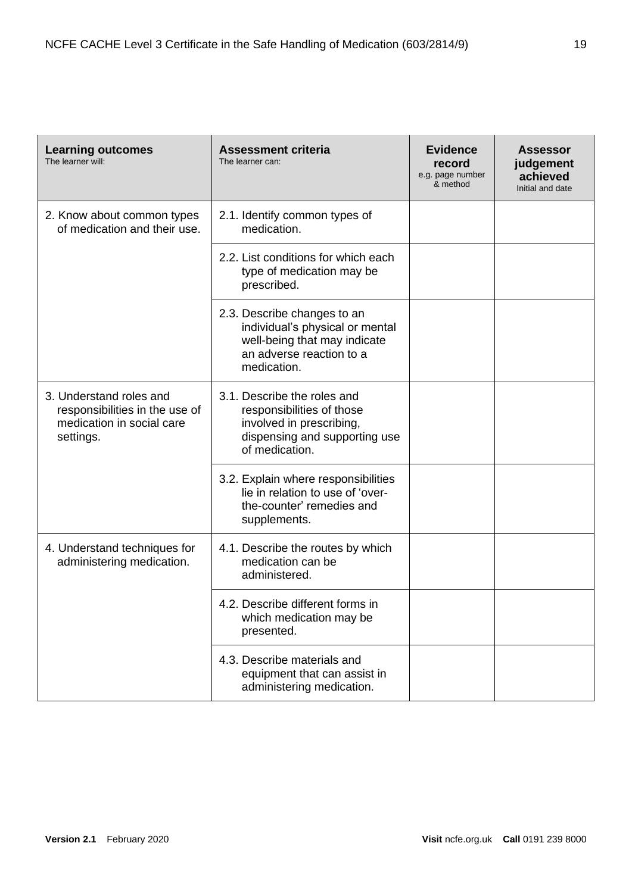| **Learning outcomes** The learner will: | **Assessment criteria** The learner can: | **Evidence record** e.g. page number & method | **Assessor judgement achieved** Initial and date |
|---|---|---|---|
| 2. Know about common types of medication and their use. | 2.1. Identify common types of medication. | | |
| | 2.2. List conditions for which each type of medication may be prescribed. | | |
| | 2.3. Describe changes to an individual's physical or mental well-being that may indicate an adverse reaction to a medication. | | |
| 3. Understand roles and responsibilities in the use of medication in social care settings. | 3.1. Describe the roles and responsibilities of those involved in prescribing, dispensing and supporting use of medication. | | |
| | 3.2. Explain where responsibilities lie in relation to use of 'over-the-counter' remedies and supplements. | | |
| 4. Understand techniques for administering medication. | 4.1. Describe the routes by which medication can be administered. | | |
| | 4.2. Describe different forms in which medication may be presented. | | |
| | 4.3. Describe materials and equipment that can assist in administering medication. | | |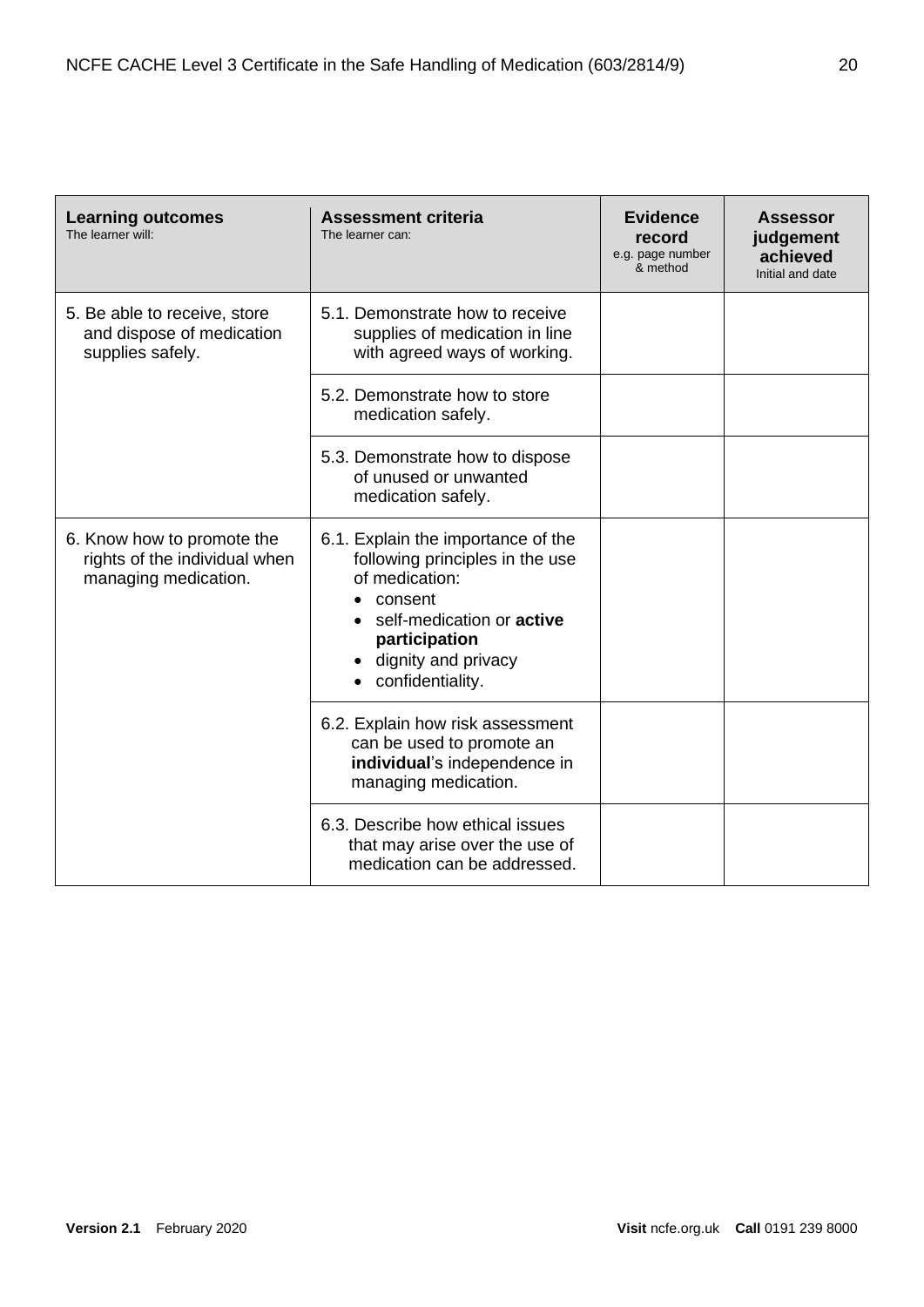| **Learning outcomes** The learner will: | **Assessment criteria** The learner can: | **Evidence record** e.g. page number & method | **Assessor judgement achieved** Initial and date |
|---|---|---|---|
| 5. Be able to receive, store and dispose of medication supplies safely. | 5.1. Demonstrate how to receive supplies of medication in line with agreed ways of working. | | |
| | 5.2. Demonstrate how to store medication safely. | | |
| | 5.3. Demonstrate how to dispose of unused or unwanted medication safely. | | |
| 6. Know how to promote the rights of the individual when managing medication. | 6.1. Explain the importance of the following principles in the use of medication: <br>• consent <br>• self-medication or **active participation** <br>• dignity and privacy <br>• confidentiality. | | |
| | 6.2. Explain how risk assessment can be used to promote an **individual**'s independence in managing medication. | | |
| | 6.3. Describe how ethical issues that may arise over the use of medication can be addressed. | | |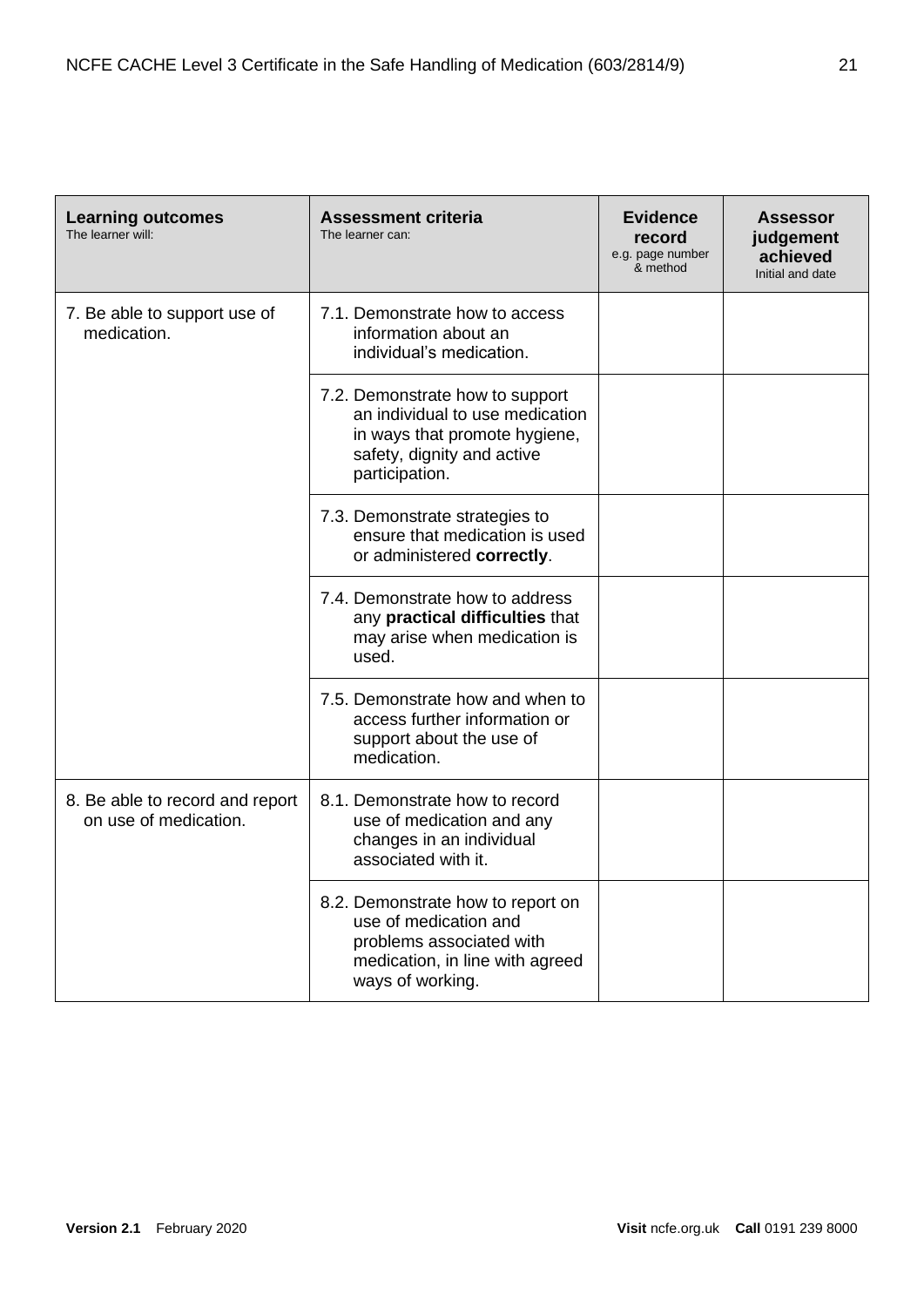| **Learning outcomes** The learner will: | **Assessment criteria** The learner can: | **Evidence record** e.g. page number & method | **Assessor judgement achieved** Initial and date |
|---|---|---|---|
| 7. Be able to support use of medication. | 7.1. Demonstrate how to access information about an individual's medication. | | |
| | 7.2. Demonstrate how to support an individual to use medication in ways that promote hygiene, safety, dignity and active participation. | | |
| | 7.3. Demonstrate strategies to ensure that medication is used or administered **correctly**. | | |
| | 7.4. Demonstrate how to address any **practical difficulties** that may arise when medication is used. | | |
| | 7.5. Demonstrate how and when to access further information or support about the use of medication. | | |
| 8. Be able to record and report on use of medication. | 8.1. Demonstrate how to record use of medication and any changes in an individual associated with it. | | |
| | 8.2. Demonstrate how to report on use of medication and problems associated with medication, in line with agreed ways of working. | | |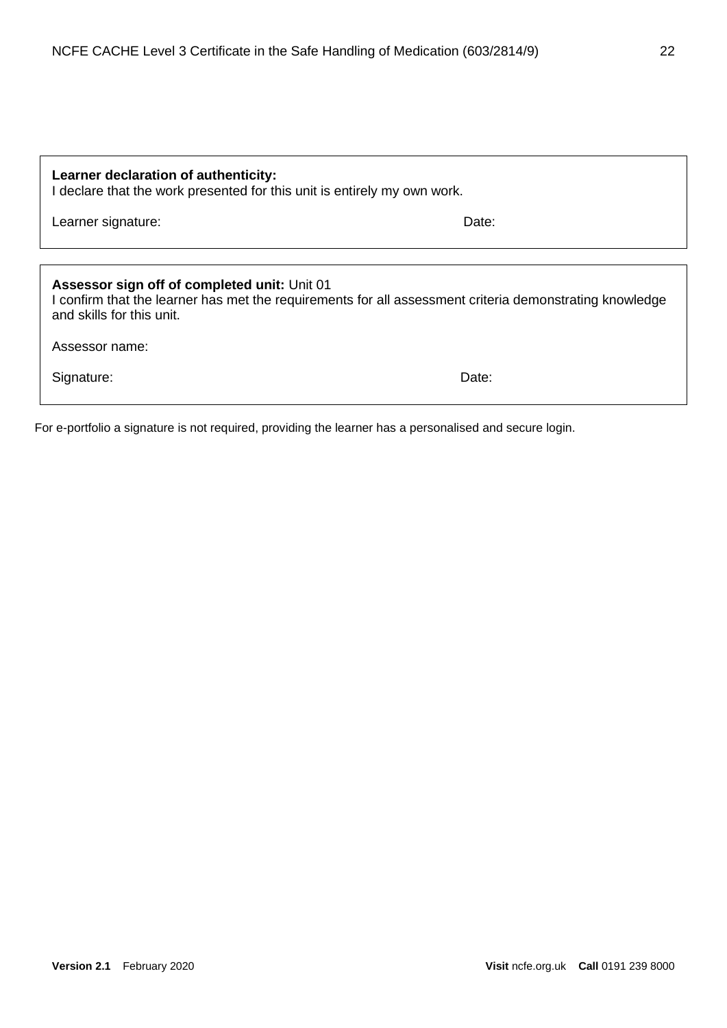**Learner declaration of authenticity:**
I declare that the work presented for this unit is entirely my own work.

Learner signature: Date:

**Assessor sign off of completed unit:** Unit 01
I confirm that the learner has met the requirements for all assessment criteria demonstrating knowledge and skills for this unit.

Assessor name:

Signature: Date:

For e-portfolio a signature is not required, providing the learner has a personalised and secure login.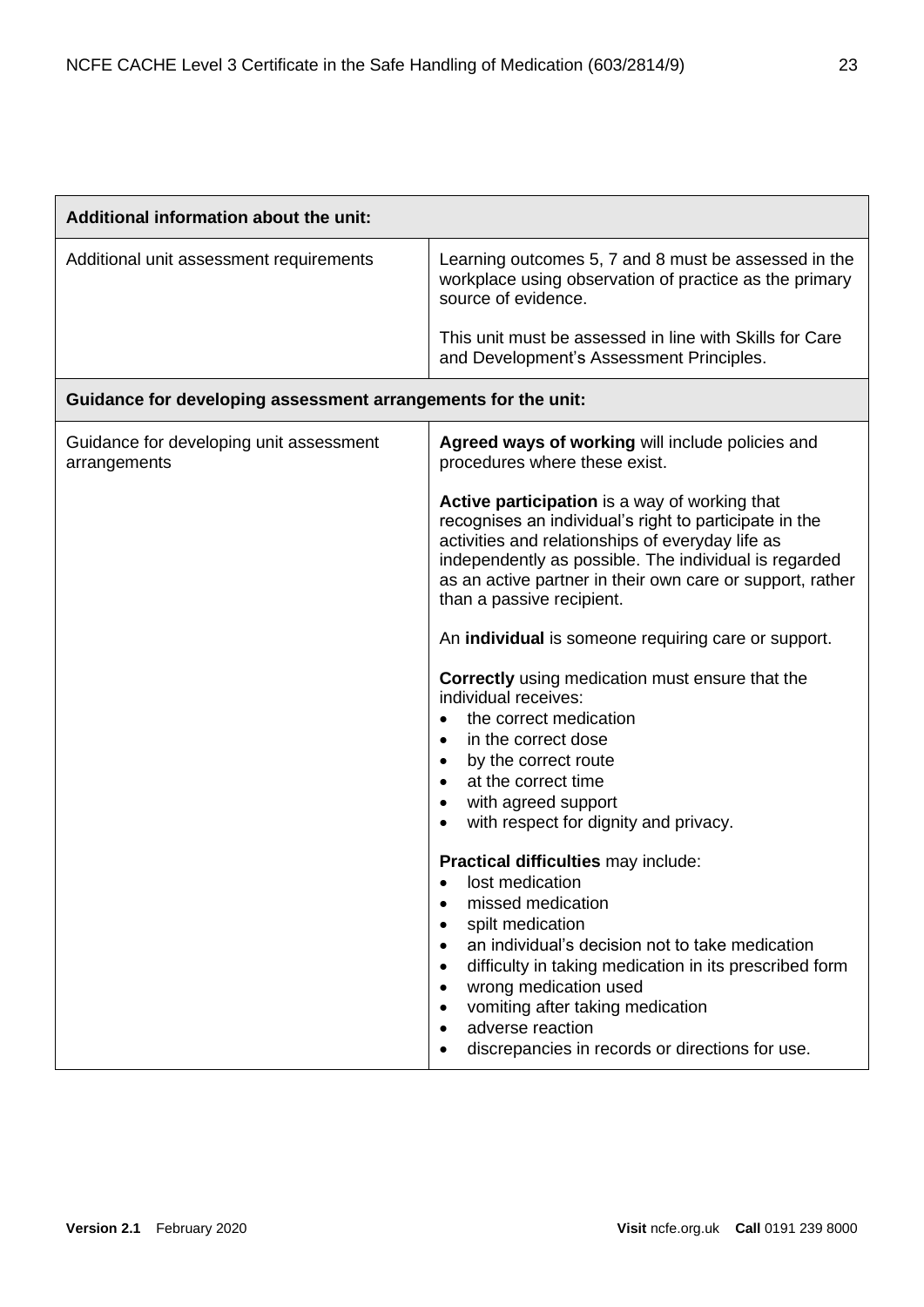| Additional information about the unit: | |
|---|---|
| Additional unit assessment requirements | Learning outcomes 5, 7 and 8 must be assessed in the workplace using observation of practice as the primary source of evidence.<br><br>This unit must be assessed in line with Skills for Care and Development's Assessment Principles. |
| **Guidance for developing assessment arrangements for the unit:** | |
| Guidance for developing unit assessment arrangements | **Agreed ways of working** will include policies and procedures where these exist.<br><br>**Active participation** is a way of working that recognises an individual's right to participate in the activities and relationships of everyday life as independently as possible. The individual is regarded as an active partner in their own care or support, rather than a passive recipient.<br><br>An **individual** is someone requiring care or support.<br><br>**Correctly** using medication must ensure that the individual receives:<br>• the correct medication<br>• in the correct dose<br>• by the correct route<br>• at the correct time<br>• with agreed support<br>• with respect for dignity and privacy.<br><br>**Practical difficulties** may include:<br>• lost medication<br>• missed medication<br>• spilt medication<br>• an individual's decision not to take medication<br>• difficulty in taking medication in its prescribed form<br>• wrong medication used<br>• vomiting after taking medication<br>• adverse reaction<br>• discrepancies in records or directions for use. |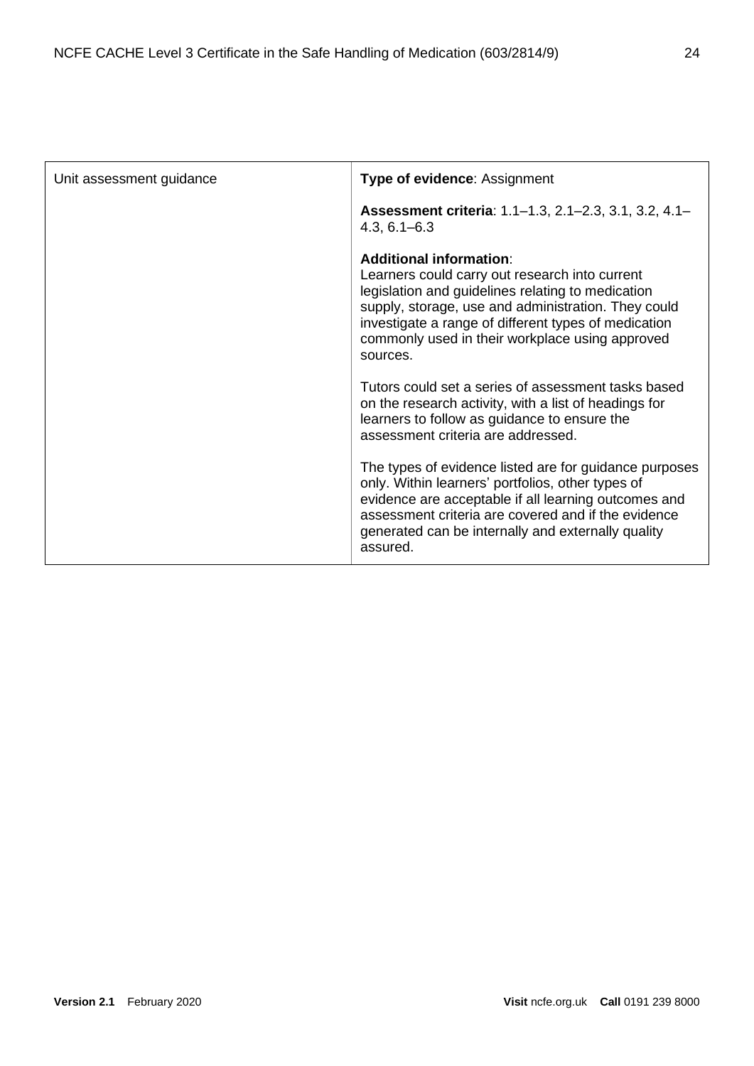| Unit assessment guidance | **Type of evidence**: Assignment<br><br>**Assessment criteria**: 1.1–1.3, 2.1–2.3, 3.1, 3.2, 4.1–4.3, 6.1–6.3<br><br>**Additional information**:<br>Learners could carry out research into current legislation and guidelines relating to medication supply, storage, use and administration. They could investigate a range of different types of medication commonly used in their workplace using approved sources.<br><br>Tutors could set a series of assessment tasks based on the research activity, with a list of headings for learners to follow as guidance to ensure the assessment criteria are addressed.<br><br>The types of evidence listed are for guidance purposes only. Within learners' portfolios, other types of evidence are acceptable if all learning outcomes and assessment criteria are covered and if the evidence generated can be internally and externally quality assured. |
|---|---|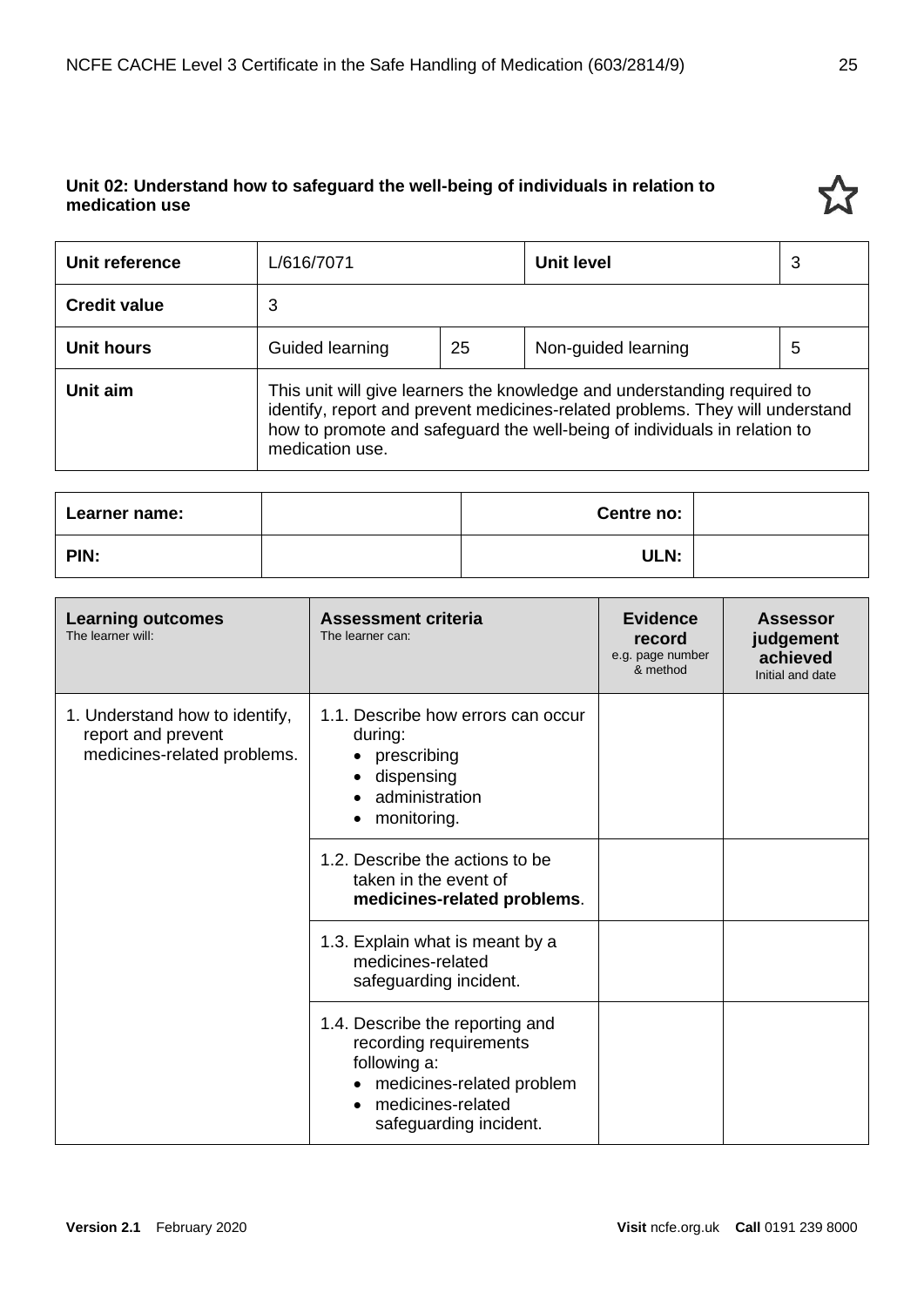### Unit 02: Understand how to safeguard the well-being of individuals in relation to medication use

| Unit reference | L/616/7071 | | Unit level | 3 |
|---|---|---|---|---|
| **Credit value** | 3 | | | |
| **Unit hours** | Guided learning | 25 | Non-guided learning | 5 |
| **Unit aim** | This unit will give learners the knowledge and understanding required to identify, report and prevent medicines-related problems. They will understand how to promote and safeguard the well-being of individuals in relation to medication use. | | | |

| Learner name: | | Centre no: | |
|---|---|---|---|
| **PIN:** | | **ULN:** | |

| **Learning outcomes**<br>The learner will: | **Assessment criteria**<br>The learner can: | **Evidence record**<br>e.g. page number & method | **Assessor judgement achieved**<br>Initial and date |
|---|---|---|---|
| 1. Understand how to identify, report and prevent medicines-related problems. | 1.1. Describe how errors can occur during:<br>• prescribing<br>• dispensing<br>• administration<br>• monitoring. | | |
| | 1.2. Describe the actions to be taken in the event of **medicines-related problems**. | | |
| | 1.3. Explain what is meant by a medicines-related safeguarding incident. | | |
| | 1.4. Describe the reporting and recording requirements following a:<br>• medicines-related problem<br>• medicines-related safeguarding incident. | | |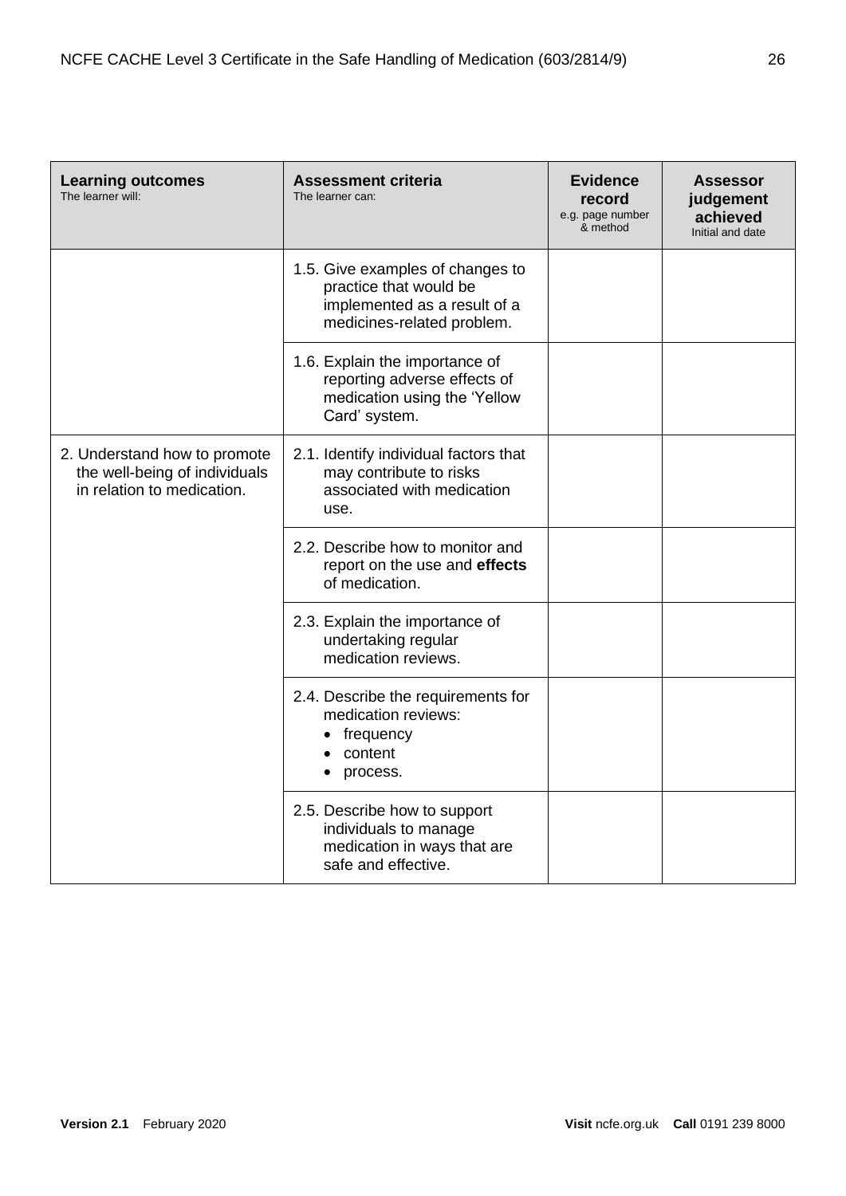| **Learning outcomes**<br>The learner will: | **Assessment criteria**<br>The learner can: | **Evidence record**<br>e.g. page number & method | **Assessor judgement achieved**<br>Initial and date |
|---|---|---|---|
| | 1.5. Give examples of changes to practice that would be implemented as a result of a medicines-related problem. | | |
| | 1.6. Explain the importance of reporting adverse effects of medication using the 'Yellow Card' system. | | |
| 2. Understand how to promote the well-being of individuals in relation to medication. | 2.1. Identify individual factors that may contribute to risks associated with medication use. | | |
| | 2.2. Describe how to monitor and report on the use and **effects** of medication. | | |
| | 2.3. Explain the importance of undertaking regular medication reviews. | | |
| | 2.4. Describe the requirements for medication reviews:<br>• frequency<br>• content<br>• process. | | |
| | 2.5. Describe how to support individuals to manage medication in ways that are safe and effective. | | |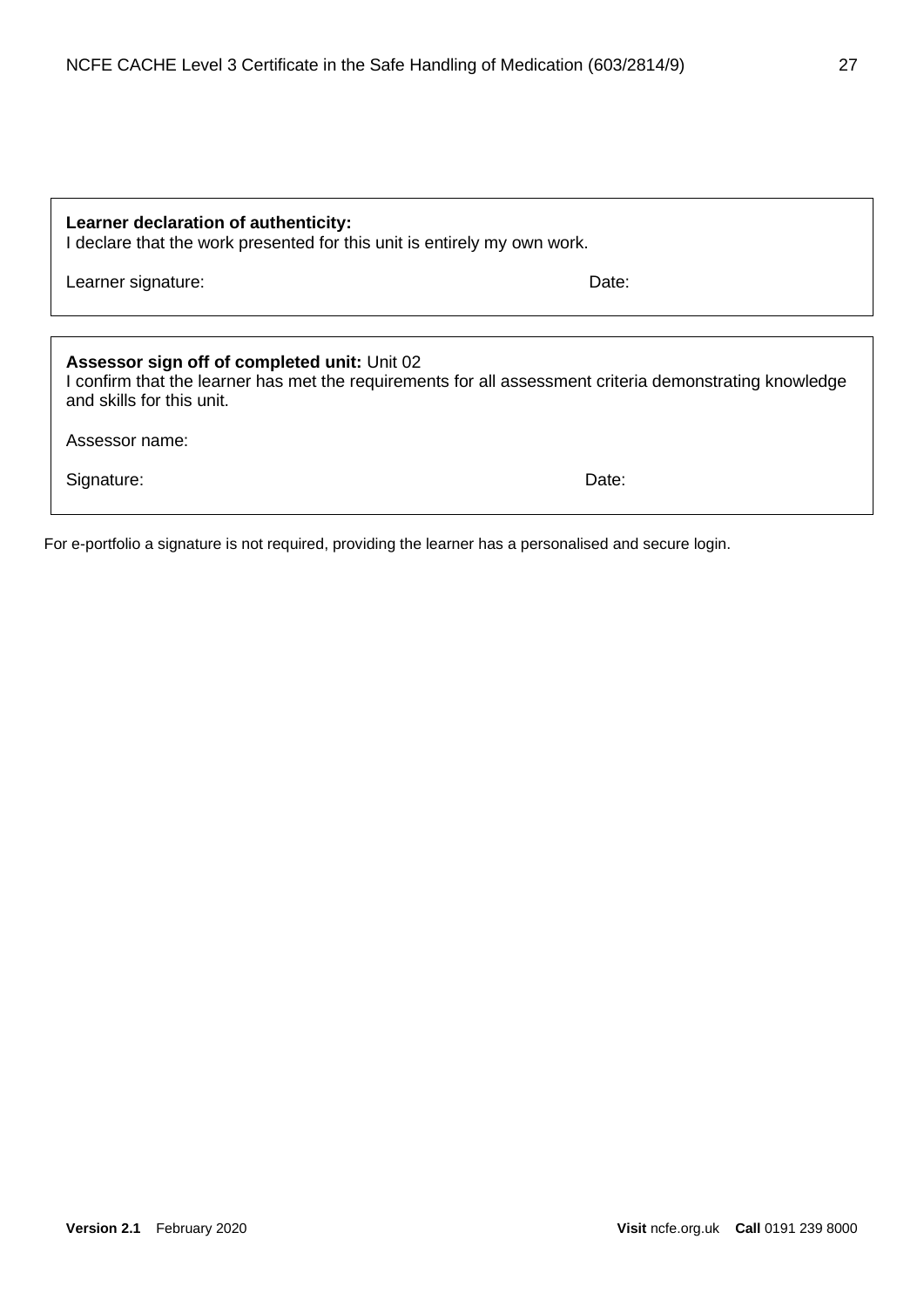**Learner declaration of authenticity:**
I declare that the work presented for this unit is entirely my own work.

Learner signature: Date:

**Assessor sign off of completed unit:** Unit 02
I confirm that the learner has met the requirements for all assessment criteria demonstrating knowledge and skills for this unit.

Assessor name:

Signature: Date:

For e-portfolio a signature is not required, providing the learner has a personalised and secure login.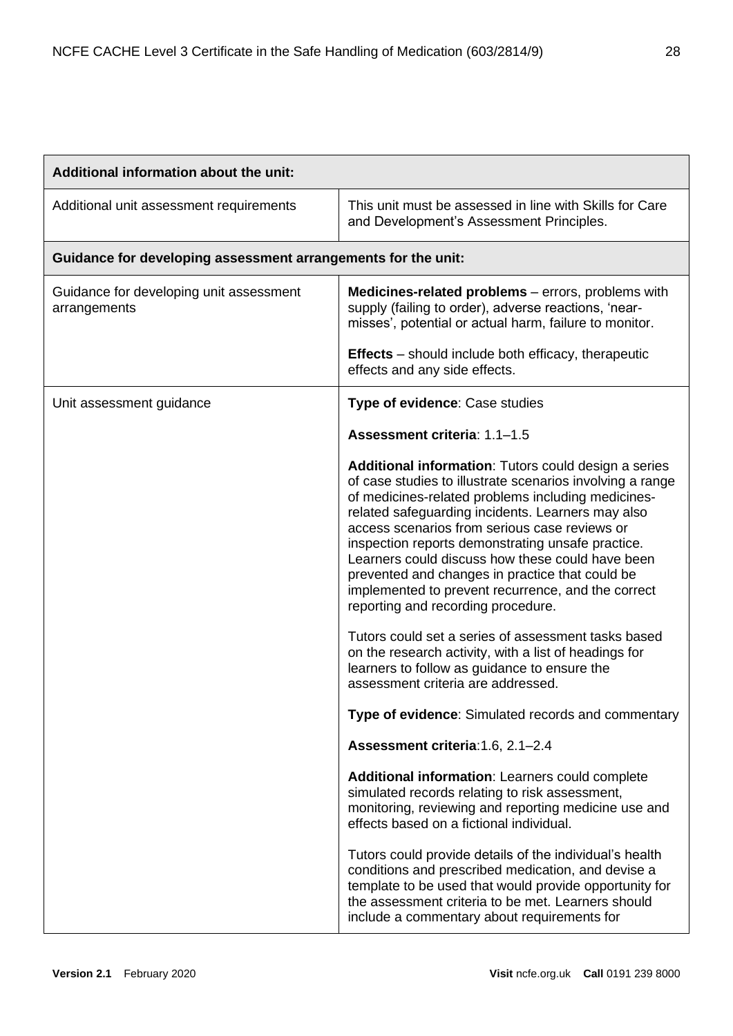| Additional information about the unit: | |
| --- | --- |
| Additional unit assessment requirements | This unit must be assessed in line with Skills for Care and Development's Assessment Principles. |
| **Guidance for developing assessment arrangements for the unit:** | |
| Guidance for developing unit assessment arrangements | **Medicines-related problems** – errors, problems with supply (failing to order), adverse reactions, 'near-misses', potential or actual harm, failure to monitor.<br><br>**Effects** – should include both efficacy, therapeutic effects and any side effects. |
| Unit assessment guidance | **Type of evidence**: Case studies<br><br>**Assessment criteria**: 1.1–1.5<br><br>**Additional information**: Tutors could design a series of case studies to illustrate scenarios involving a range of medicines-related problems including medicines-related safeguarding incidents. Learners may also access scenarios from serious case reviews or inspection reports demonstrating unsafe practice. Learners could discuss how these could have been prevented and changes in practice that could be implemented to prevent recurrence, and the correct reporting and recording procedure.<br><br>Tutors could set a series of assessment tasks based on the research activity, with a list of headings for learners to follow as guidance to ensure the assessment criteria are addressed.<br><br>**Type of evidence**: Simulated records and commentary<br><br>**Assessment criteria**:1.6, 2.1–2.4<br><br>**Additional information**: Learners could complete simulated records relating to risk assessment, monitoring, reviewing and reporting medicine use and effects based on a fictional individual.<br><br>Tutors could provide details of the individual's health conditions and prescribed medication, and devise a template to be used that would provide opportunity for the assessment criteria to be met. Learners should include a commentary about requirements for |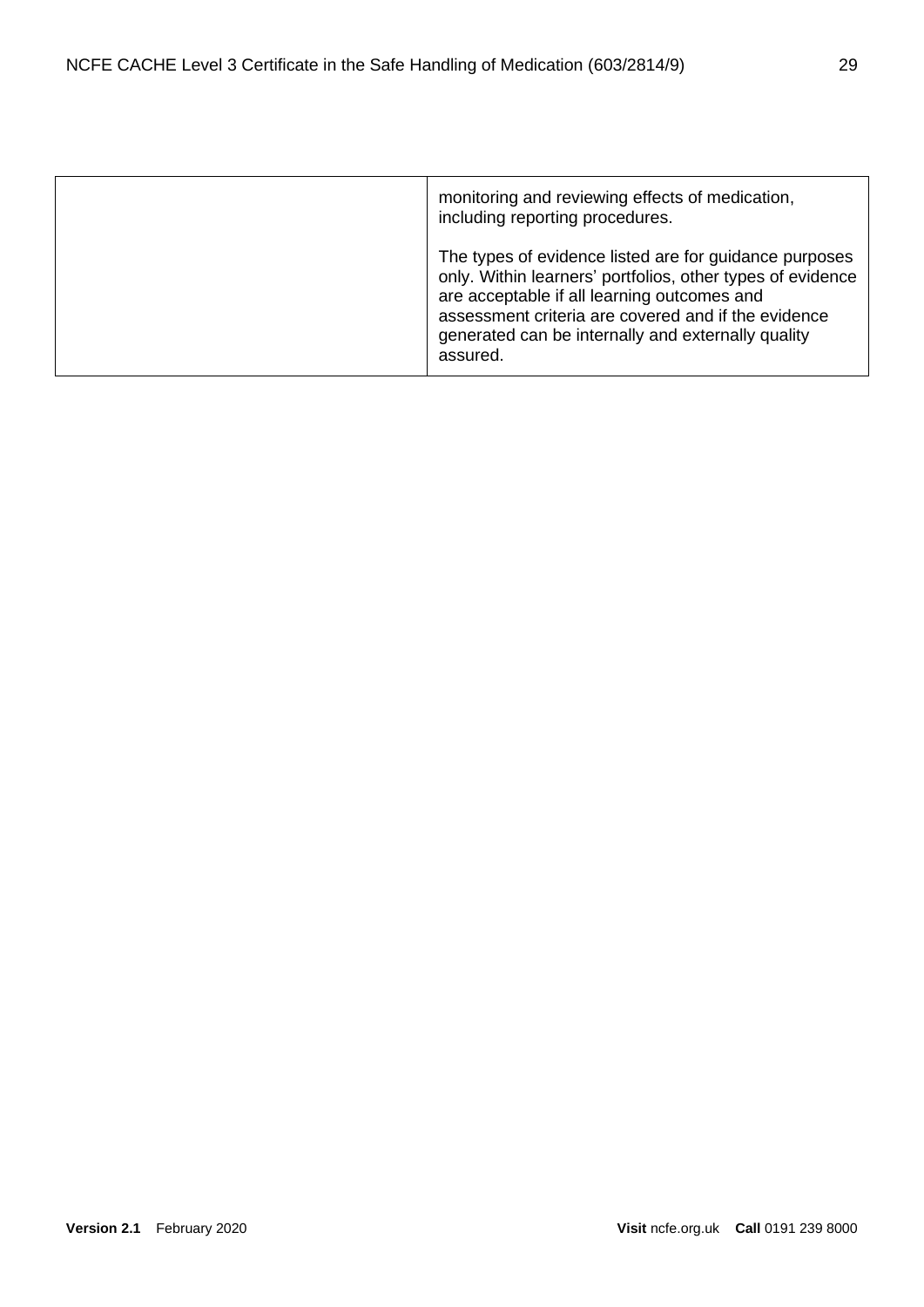|  | monitoring and reviewing effects of medication, including reporting procedures.<br><br>The types of evidence listed are for guidance purposes only. Within learners' portfolios, other types of evidence are acceptable if all learning outcomes and assessment criteria are covered and if the evidence generated can be internally and externally quality assured. |
|---|---|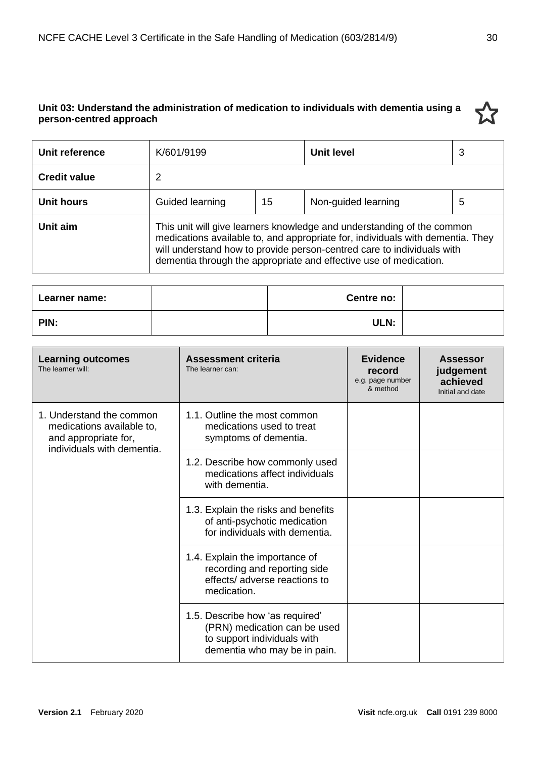### Unit 03: Understand the administration of medication to individuals with dementia using a person-centred approach

| **Unit reference** | K/601/9199 | | **Unit level** | 3 |
|---|---|---|---|---|
| **Credit value** | 2 | | | |
| **Unit hours** | Guided learning | 15 | Non-guided learning | 5 |
| **Unit aim** | This unit will give learners knowledge and understanding of the common medications available to, and appropriate for, individuals with dementia. They will understand how to provide person-centred care to individuals with dementia through the appropriate and effective use of medication. | | | |

| **Learner name:** | | **Centre no:** | |
|---|---|---|---|
| **PIN:** | | **ULN:** | |

| **Learning outcomes** The learner will: | **Assessment criteria** The learner can: | **Evidence record** e.g. page number & method | **Assessor judgement achieved** Initial and date |
|---|---|---|---|
| 1. Understand the common medications available to, and appropriate for, individuals with dementia. | 1.1. Outline the most common medications used to treat symptoms of dementia. | | |
| | 1.2. Describe how commonly used medications affect individuals with dementia. | | |
| | 1.3. Explain the risks and benefits of anti-psychotic medication for individuals with dementia. | | |
| | 1.4. Explain the importance of recording and reporting side effects/ adverse reactions to medication. | | |
| | 1.5. Describe how 'as required' (PRN) medication can be used to support individuals with dementia who may be in pain. | | |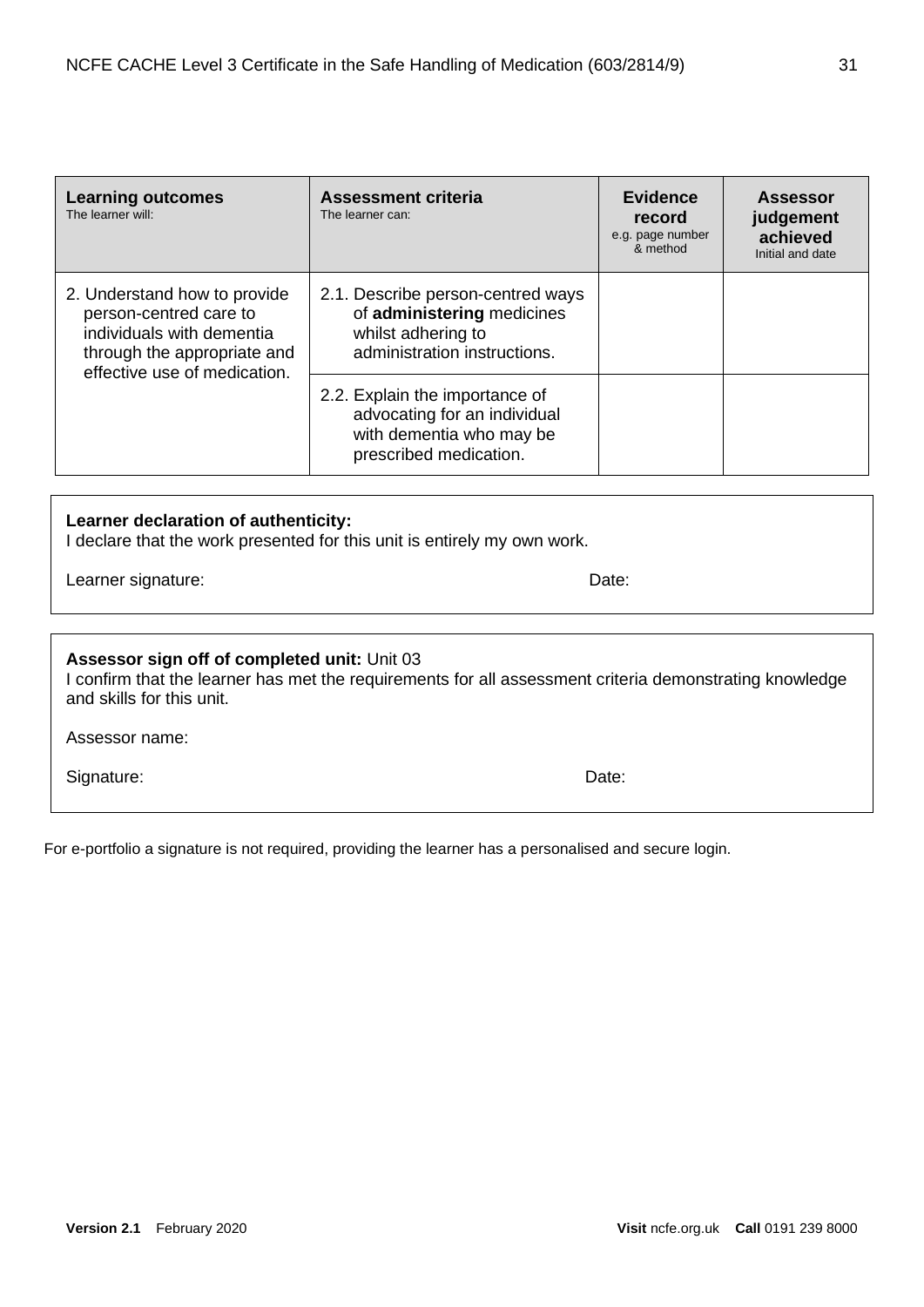| **Learning outcomes** The learner will: | **Assessment criteria** The learner can: | **Evidence record** e.g. page number & method | **Assessor judgement achieved** Initial and date |
|---|---|---|---|
| 2. Understand how to provide person-centred care to individuals with dementia through the appropriate and effective use of medication. | 2.1. Describe person-centred ways of **administering** medicines whilst adhering to administration instructions. | | |
| | 2.2. Explain the importance of advocating for an individual with dementia who may be prescribed medication. | | |

**Learner declaration of authenticity:**
I declare that the work presented for this unit is entirely my own work.

Learner signature: Date:

**Assessor sign off of completed unit:** Unit 03
I confirm that the learner has met the requirements for all assessment criteria demonstrating knowledge and skills for this unit.

Assessor name:

Signature: Date:

For e-portfolio a signature is not required, providing the learner has a personalised and secure login.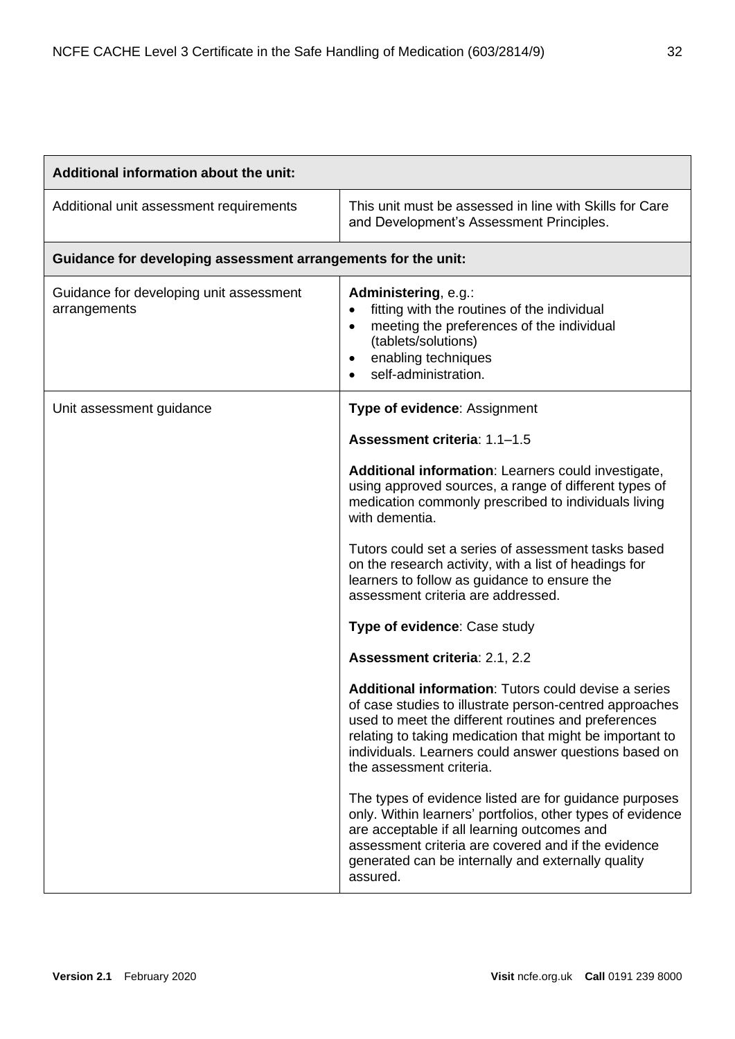| Additional information about the unit: | |
|---|---|
| Additional unit assessment requirements | This unit must be assessed in line with Skills for Care and Development's Assessment Principles. |
| **Guidance for developing assessment arrangements for the unit:** | |
| Guidance for developing unit assessment arrangements | **Administering**, e.g.:<br>• fitting with the routines of the individual<br>• meeting the preferences of the individual (tablets/solutions)<br>• enabling techniques<br>• self-administration. |
| Unit assessment guidance | **Type of evidence**: Assignment<br><br>**Assessment criteria**: 1.1–1.5<br><br>**Additional information**: Learners could investigate, using approved sources, a range of different types of medication commonly prescribed to individuals living with dementia.<br><br>Tutors could set a series of assessment tasks based on the research activity, with a list of headings for learners to follow as guidance to ensure the assessment criteria are addressed.<br><br>**Type of evidence**: Case study<br><br>**Assessment criteria**: 2.1, 2.2<br><br>**Additional information**: Tutors could devise a series of case studies to illustrate person-centred approaches used to meet the different routines and preferences relating to taking medication that might be important to individuals. Learners could answer questions based on the assessment criteria.<br><br>The types of evidence listed are for guidance purposes only. Within learners' portfolios, other types of evidence are acceptable if all learning outcomes and assessment criteria are covered and if the evidence generated can be internally and externally quality assured. |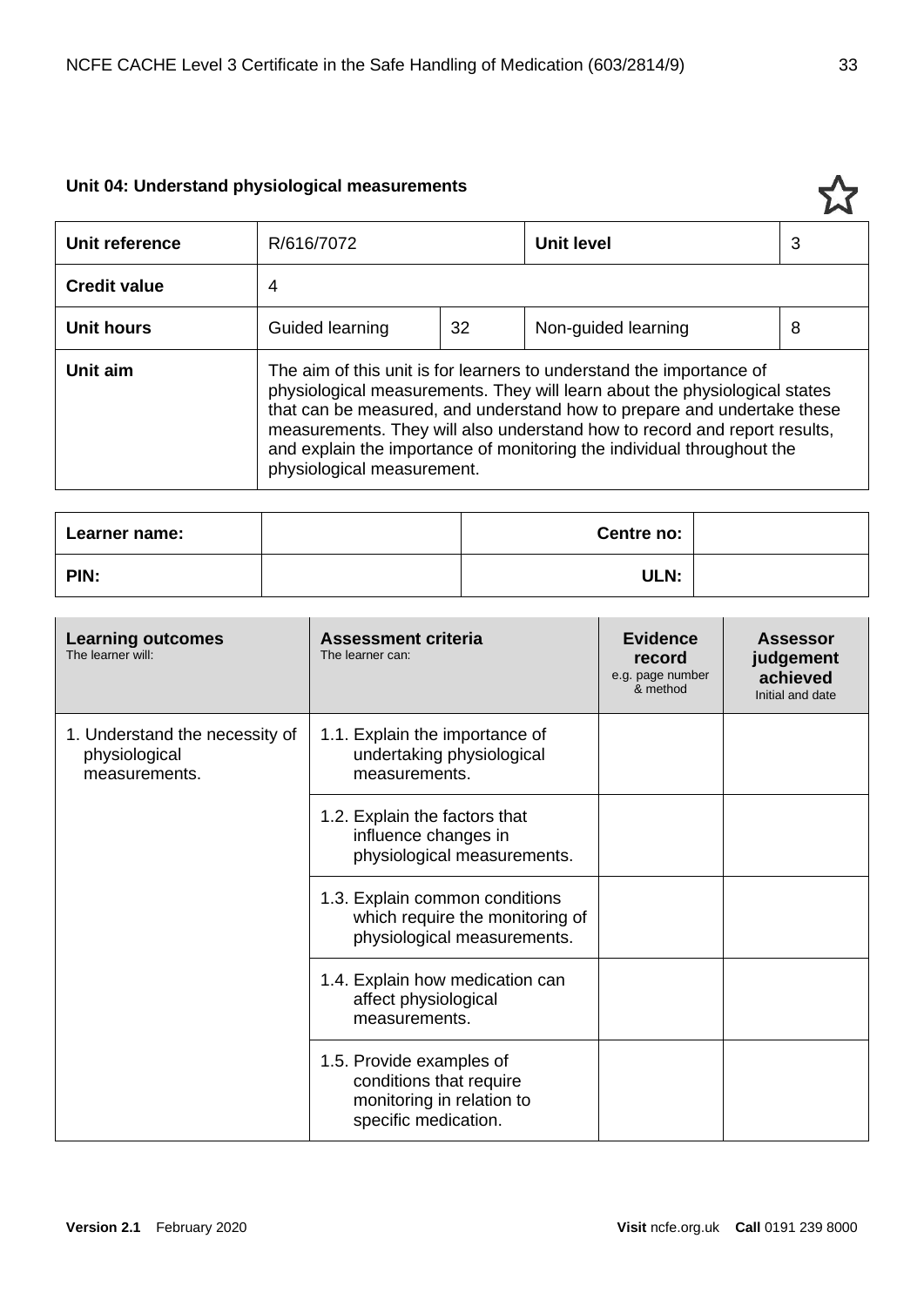### Unit 04: Understand physiological measurements

| Unit reference | R/616/7072 | | Unit level | 3 |
|---|---|---|---|---|
| **Credit value** | 4 | | | |
| **Unit hours** | Guided learning | 32 | Non-guided learning | 8 |
| **Unit aim** | The aim of this unit is for learners to understand the importance of physiological measurements. They will learn about the physiological states that can be measured, and understand how to prepare and undertake these measurements. They will also understand how to record and report results, and explain the importance of monitoring the individual throughout the physiological measurement. | | | |

| Learner name: | | Centre no: | |
|---|---|---|---|
| **PIN:** | | **ULN:** | |

| **Learning outcomes** The learner will: | **Assessment criteria** The learner can: | **Evidence record** e.g. page number & method | **Assessor judgement achieved** Initial and date |
|---|---|---|---|
| 1. Understand the necessity of physiological measurements. | 1.1. Explain the importance of undertaking physiological measurements. | | |
| | 1.2. Explain the factors that influence changes in physiological measurements. | | |
| | 1.3. Explain common conditions which require the monitoring of physiological measurements. | | |
| | 1.4. Explain how medication can affect physiological measurements. | | |
| | 1.5. Provide examples of conditions that require monitoring in relation to specific medication. | | |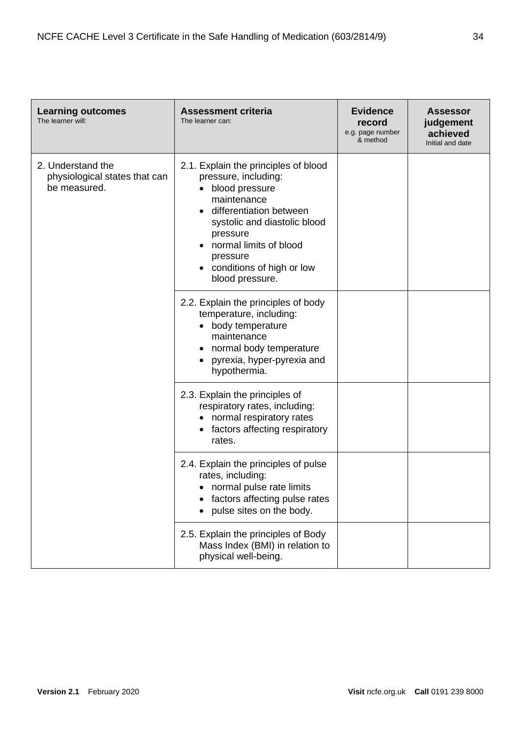| **Learning outcomes**<br>The learner will: | **Assessment criteria**<br>The learner can: | **Evidence record**<br>e.g. page number & method | **Assessor judgement achieved**<br>Initial and date |
|---|---|---|---|
| 2. Understand the physiological states that can be measured. | 2.1. Explain the principles of blood pressure, including:<br>• blood pressure maintenance<br>• differentiation between systolic and diastolic blood pressure<br>• normal limits of blood pressure<br>• conditions of high or low blood pressure. | | |
| | 2.2. Explain the principles of body temperature, including:<br>• body temperature maintenance<br>• normal body temperature<br>• pyrexia, hyper-pyrexia and hypothermia. | | |
| | 2.3. Explain the principles of respiratory rates, including:<br>• normal respiratory rates<br>• factors affecting respiratory rates. | | |
| | 2.4. Explain the principles of pulse rates, including:<br>• normal pulse rate limits<br>• factors affecting pulse rates<br>• pulse sites on the body. | | |
| | 2.5. Explain the principles of Body Mass Index (BMI) in relation to physical well-being. | | |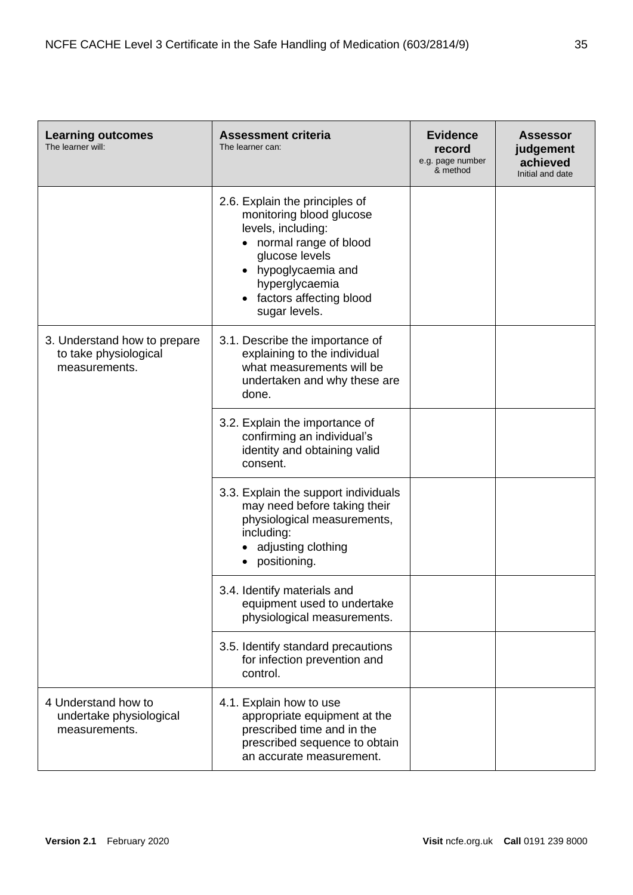| **Learning outcomes**<br>The learner will: | **Assessment criteria**<br>The learner can: | **Evidence record**<br>e.g. page number & method | **Assessor judgement achieved**<br>Initial and date |
|---|---|---|---|
| | 2.6. Explain the principles of monitoring blood glucose levels, including:<br>• normal range of blood glucose levels<br>• hypoglycaemia and hyperglycaemia<br>• factors affecting blood sugar levels. | | |
| 3. Understand how to prepare to take physiological measurements. | 3.1. Describe the importance of explaining to the individual what measurements will be undertaken and why these are done. | | |
| | 3.2. Explain the importance of confirming an individual's identity and obtaining valid consent. | | |
| | 3.3. Explain the support individuals may need before taking their physiological measurements, including:<br>• adjusting clothing<br>• positioning. | | |
| | 3.4. Identify materials and equipment used to undertake physiological measurements. | | |
| | 3.5. Identify standard precautions for infection prevention and control. | | |
| 4 Understand how to undertake physiological measurements. | 4.1. Explain how to use appropriate equipment at the prescribed time and in the prescribed sequence to obtain an accurate measurement. | | |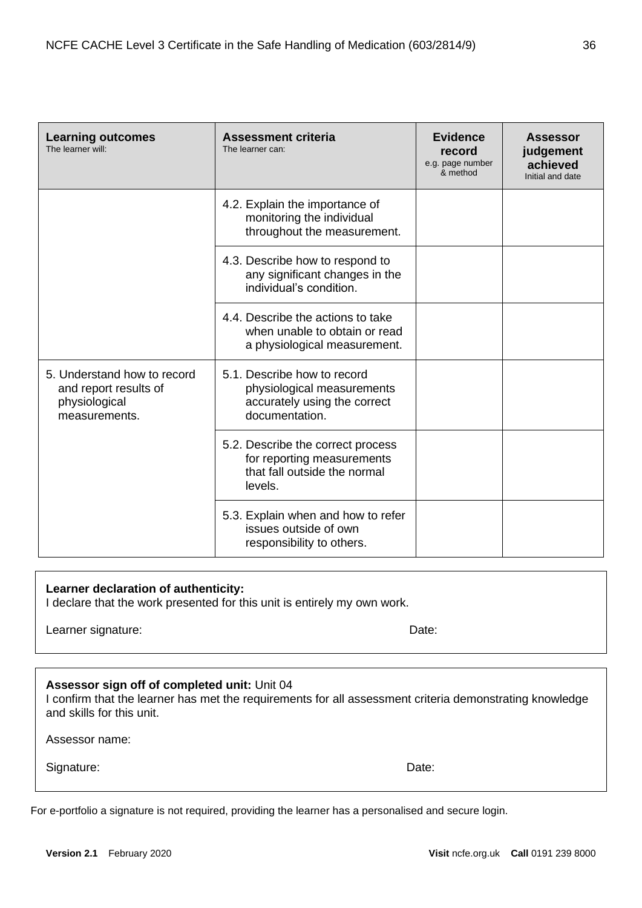| **Learning outcomes** The learner will: | **Assessment criteria** The learner can: | **Evidence record** e.g. page number & method | **Assessor judgement achieved** Initial and date |
|---|---|---|---|
| | 4.2. Explain the importance of monitoring the individual throughout the measurement. | | |
| | 4.3. Describe how to respond to any significant changes in the individual's condition. | | |
| | 4.4. Describe the actions to take when unable to obtain or read a physiological measurement. | | |
| 5. Understand how to record and report results of physiological measurements. | 5.1. Describe how to record physiological measurements accurately using the correct documentation. | | |
| | 5.2. Describe the correct process for reporting measurements that fall outside the normal levels. | | |
| | 5.3. Explain when and how to refer issues outside of own responsibility to others. | | |

**Learner declaration of authenticity:**
I declare that the work presented for this unit is entirely my own work.

Learner signature: Date:

**Assessor sign off of completed unit:** Unit 04
I confirm that the learner has met the requirements for all assessment criteria demonstrating knowledge and skills for this unit.

Assessor name:

Signature: Date:

For e-portfolio a signature is not required, providing the learner has a personalised and secure login.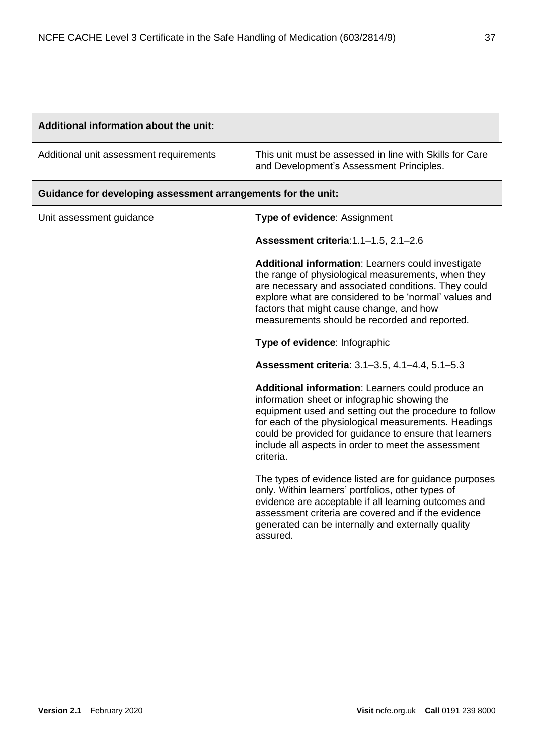| Additional information about the unit: | |
|---|---|
| Additional unit assessment requirements | This unit must be assessed in line with Skills for Care and Development's Assessment Principles. |
| **Guidance for developing assessment arrangements for the unit:** | |
| Unit assessment guidance | **Type of evidence**: Assignment<br><br>**Assessment criteria**:1.1–1.5, 2.1–2.6<br><br>**Additional information**: Learners could investigate the range of physiological measurements, when they are necessary and associated conditions. They could explore what are considered to be 'normal' values and factors that might cause change, and how measurements should be recorded and reported.<br><br>**Type of evidence**: Infographic<br><br>**Assessment criteria**: 3.1–3.5, 4.1–4.4, 5.1–5.3<br><br>**Additional information**: Learners could produce an information sheet or infographic showing the equipment used and setting out the procedure to follow for each of the physiological measurements. Headings could be provided for guidance to ensure that learners include all aspects in order to meet the assessment criteria.<br><br>The types of evidence listed are for guidance purposes only. Within learners' portfolios, other types of evidence are acceptable if all learning outcomes and assessment criteria are covered and if the evidence generated can be internally and externally quality assured. |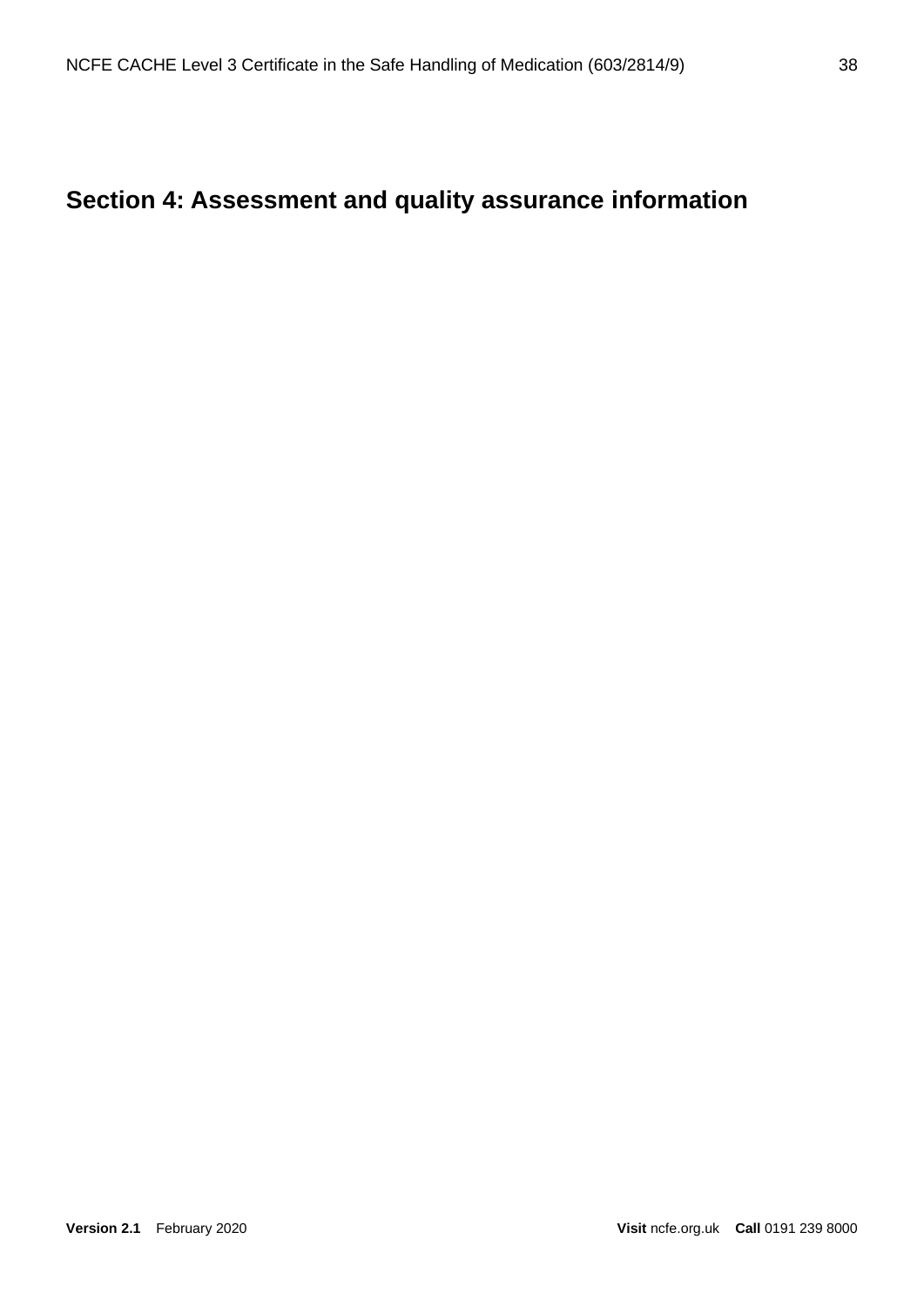## Section 4: Assessment and quality assurance information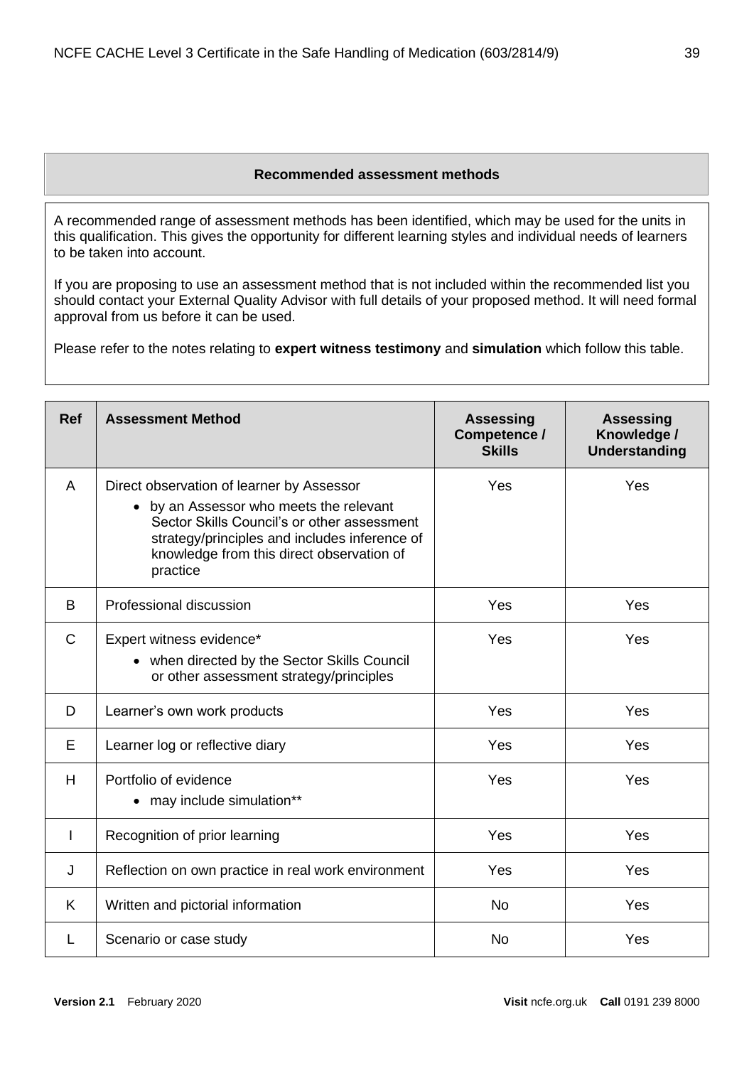## Recommended assessment methods

A recommended range of assessment methods has been identified, which may be used for the units in this qualification. This gives the opportunity for different learning styles and individual needs of learners to be taken into account.

If you are proposing to use an assessment method that is not included within the recommended list you should contact your External Quality Advisor with full details of your proposed method. It will need formal approval from us before it can be used.

Please refer to the notes relating to **expert witness testimony** and **simulation** which follow this table.

| Ref | Assessment Method | Assessing Competence / Skills | Assessing Knowledge / Understanding |
|---|---|---|---|
| A | Direct observation of learner by Assessor<br>• by an Assessor who meets the relevant Sector Skills Council's or other assessment strategy/principles and includes inference of knowledge from this direct observation of practice | Yes | Yes |
| B | Professional discussion | Yes | Yes |
| C | Expert witness evidence*<br>• when directed by the Sector Skills Council or other assessment strategy/principles | Yes | Yes |
| D | Learner's own work products | Yes | Yes |
| E | Learner log or reflective diary | Yes | Yes |
| H | Portfolio of evidence<br>• may include simulation** | Yes | Yes |
| I | Recognition of prior learning | Yes | Yes |
| J | Reflection on own practice in real work environment | Yes | Yes |
| K | Written and pictorial information | No | Yes |
| L | Scenario or case study | No | Yes |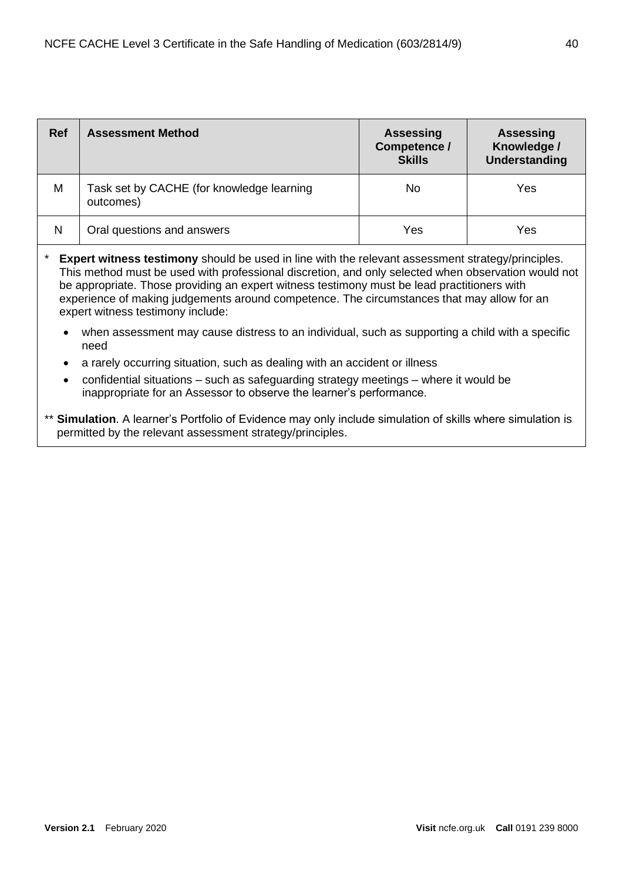| Ref | Assessment Method | Assessing Competence / Skills | Assessing Knowledge / Understanding |
|---|---|---|---|
| M | Task set by CACHE (for knowledge learning outcomes) | No | Yes |
| N | Oral questions and answers | Yes | Yes |

\* **Expert witness testimony** should be used in line with the relevant assessment strategy/principles. This method must be used with professional discretion, and only selected when observation would not be appropriate. Those providing an expert witness testimony must be lead practitioners with experience of making judgements around competence. The circumstances that may allow for an expert witness testimony include:

- when assessment may cause distress to an individual, such as supporting a child with a specific need
- a rarely occurring situation, such as dealing with an accident or illness
- confidential situations – such as safeguarding strategy meetings – where it would be inappropriate for an Assessor to observe the learner's performance.

\*\* **Simulation**. A learner's Portfolio of Evidence may only include simulation of skills where simulation is permitted by the relevant assessment strategy/principles.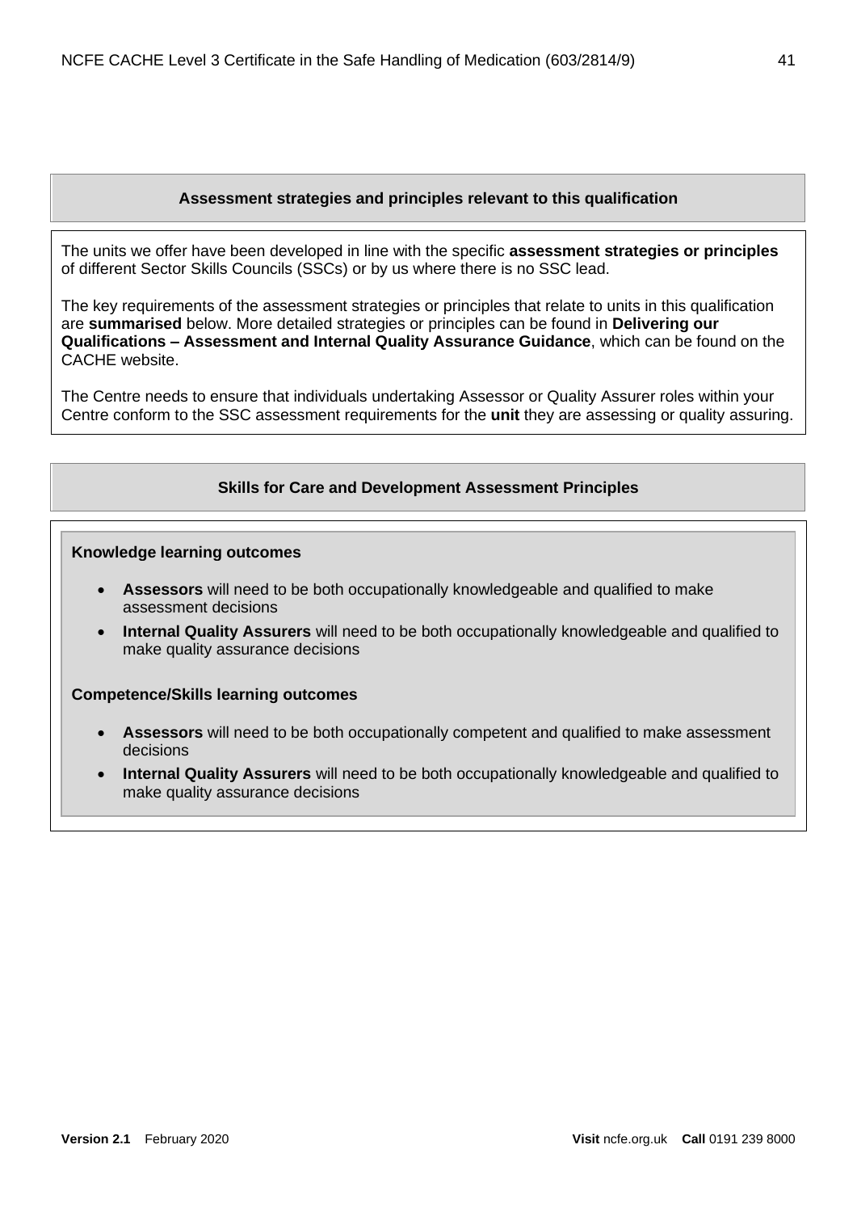## Assessment strategies and principles relevant to this qualification

The units we offer have been developed in line with the specific **assessment strategies or principles** of different Sector Skills Councils (SSCs) or by us where there is no SSC lead.

The key requirements of the assessment strategies or principles that relate to units in this qualification are **summarised** below. More detailed strategies or principles can be found in **Delivering our Qualifications – Assessment and Internal Quality Assurance Guidance**, which can be found on the CACHE website.

The Centre needs to ensure that individuals undertaking Assessor or Quality Assurer roles within your Centre conform to the SSC assessment requirements for the **unit** they are assessing or quality assuring.

## Skills for Care and Development Assessment Principles

**Knowledge learning outcomes**

- **Assessors** will need to be both occupationally knowledgeable and qualified to make assessment decisions
- **Internal Quality Assurers** will need to be both occupationally knowledgeable and qualified to make quality assurance decisions

**Competence/Skills learning outcomes**

- **Assessors** will need to be both occupationally competent and qualified to make assessment decisions
- **Internal Quality Assurers** will need to be both occupationally knowledgeable and qualified to make quality assurance decisions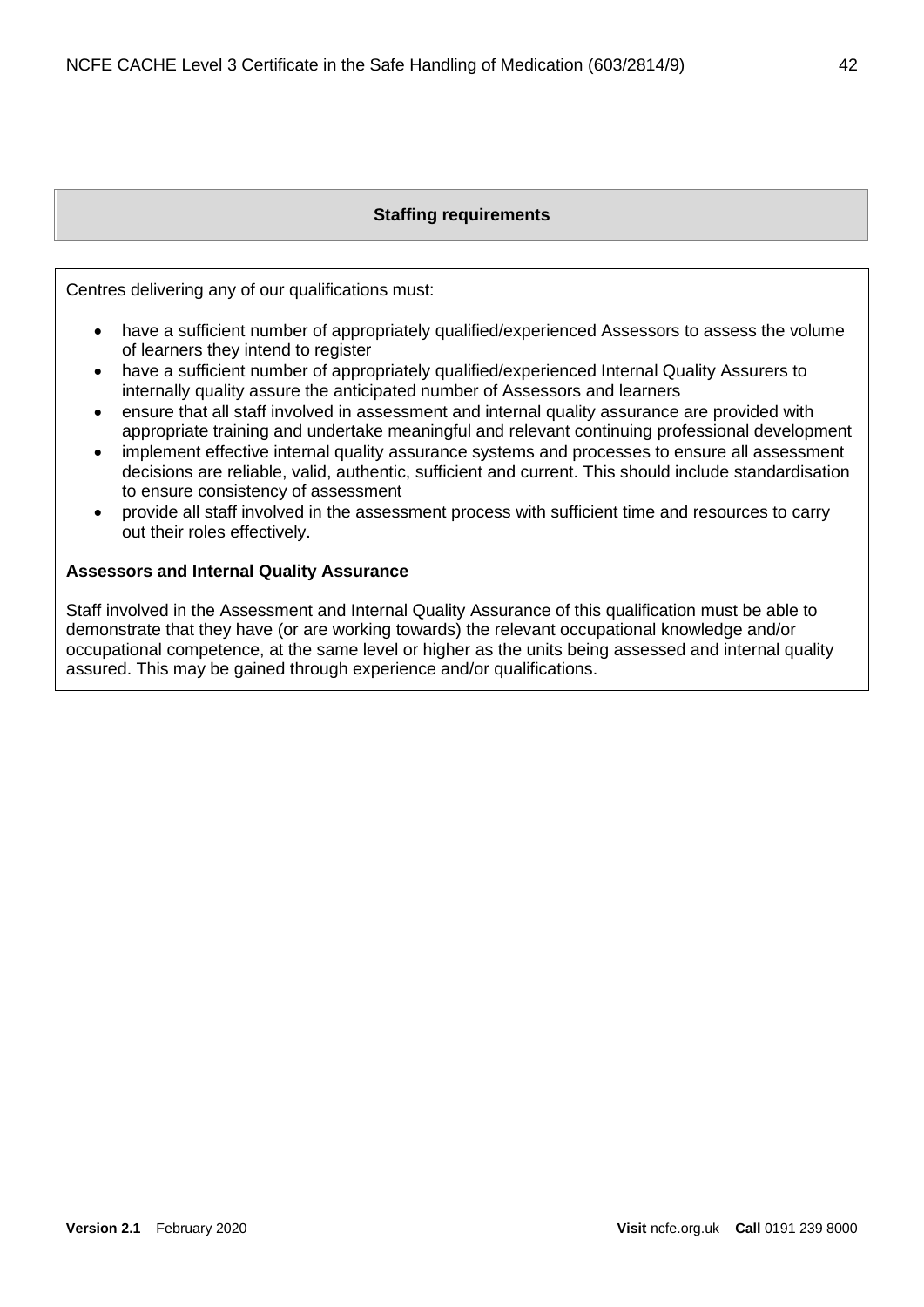## Staffing requirements

Centres delivering any of our qualifications must:

- have a sufficient number of appropriately qualified/experienced Assessors to assess the volume of learners they intend to register
- have a sufficient number of appropriately qualified/experienced Internal Quality Assurers to internally quality assure the anticipated number of Assessors and learners
- ensure that all staff involved in assessment and internal quality assurance are provided with appropriate training and undertake meaningful and relevant continuing professional development
- implement effective internal quality assurance systems and processes to ensure all assessment decisions are reliable, valid, authentic, sufficient and current. This should include standardisation to ensure consistency of assessment
- provide all staff involved in the assessment process with sufficient time and resources to carry out their roles effectively.

**Assessors and Internal Quality Assurance**

Staff involved in the Assessment and Internal Quality Assurance of this qualification must be able to demonstrate that they have (or are working towards) the relevant occupational knowledge and/or occupational competence, at the same level or higher as the units being assessed and internal quality assured. This may be gained through experience and/or qualifications.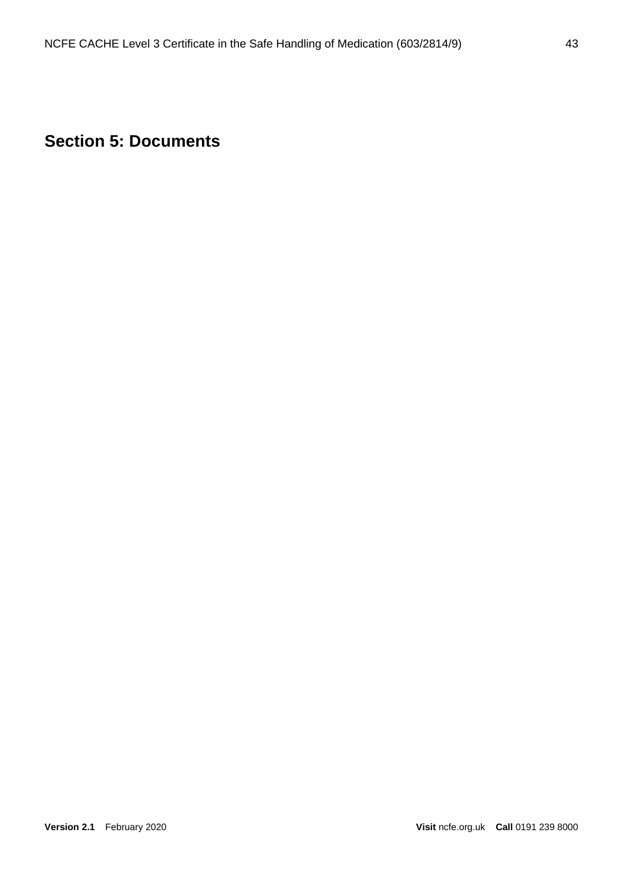## Section 5: Documents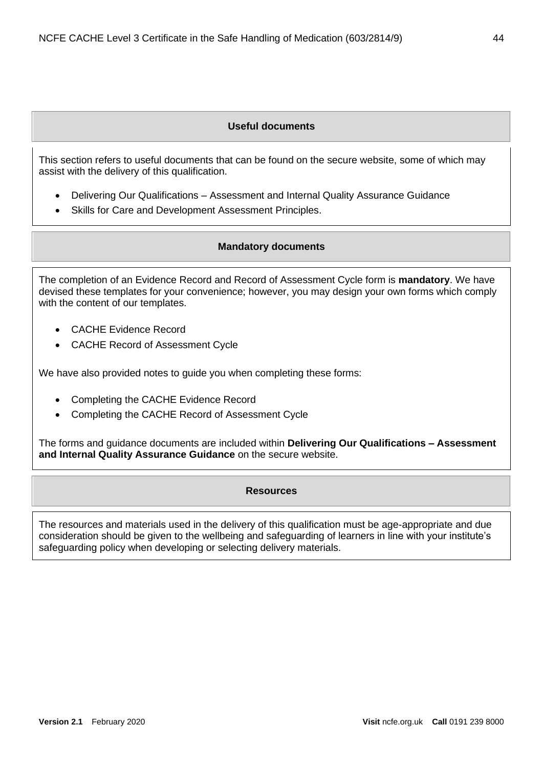## Useful documents

This section refers to useful documents that can be found on the secure website, some of which may assist with the delivery of this qualification.

- Delivering Our Qualifications – Assessment and Internal Quality Assurance Guidance
- Skills for Care and Development Assessment Principles.

## Mandatory documents

The completion of an Evidence Record and Record of Assessment Cycle form is **mandatory**. We have devised these templates for your convenience; however, you may design your own forms which comply with the content of our templates.

- CACHE Evidence Record
- CACHE Record of Assessment Cycle

We have also provided notes to guide you when completing these forms:

- Completing the CACHE Evidence Record
- Completing the CACHE Record of Assessment Cycle

The forms and guidance documents are included within **Delivering Our Qualifications – Assessment and Internal Quality Assurance Guidance** on the secure website.

## Resources

The resources and materials used in the delivery of this qualification must be age-appropriate and due consideration should be given to the wellbeing and safeguarding of learners in line with your institute's safeguarding policy when developing or selecting delivery materials.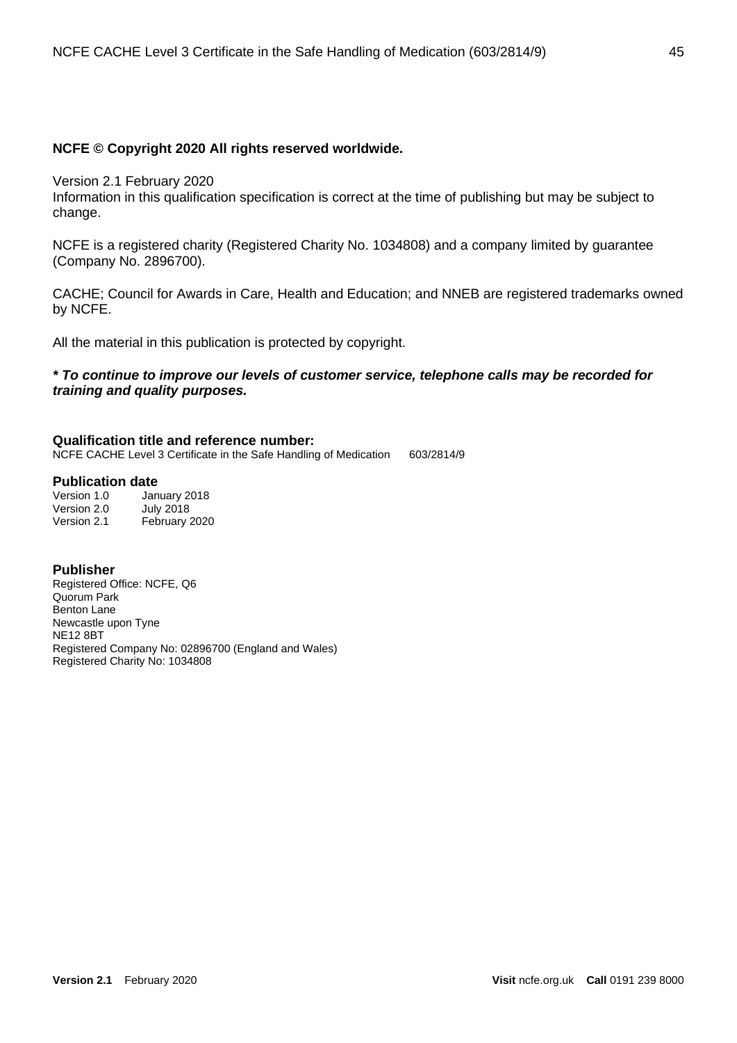**NCFE © Copyright 2020 All rights reserved worldwide.**

Version 2.1 February 2020
Information in this qualification specification is correct at the time of publishing but may be subject to change.

NCFE is a registered charity (Registered Charity No. 1034808) and a company limited by guarantee (Company No. 2896700).

CACHE; Council for Awards in Care, Health and Education; and NNEB are registered trademarks owned by NCFE.

All the material in this publication is protected by copyright.

***** ***To continue to improve our levels of customer service, telephone calls may be recorded for training and quality purposes.***

**Qualification title and reference number:**
NCFE CACHE Level 3 Certificate in the Safe Handling of Medication 603/2814/9

**Publication date**

| | |
|---|---|
| Version 1.0 | January 2018 |
| Version 2.0 | July 2018 |
| Version 2.1 | February 2020 |

**Publisher**
Registered Office: NCFE, Q6
Quorum Park
Benton Lane
Newcastle upon Tyne
NE12 8BT
Registered Company No: 02896700 (England and Wales)
Registered Charity No: 1034808